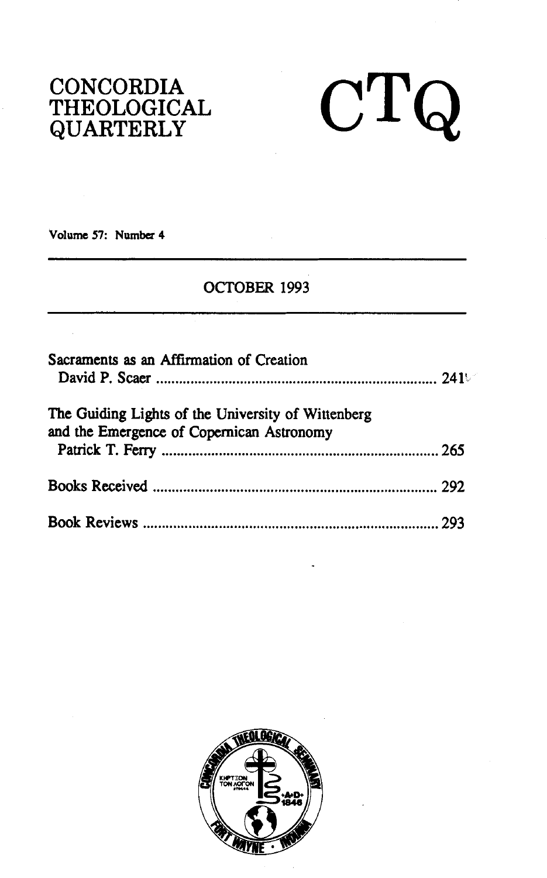# CONCORDIA THEOLOGICAL QUARTERLY

# CTQ

Volume 57: Number 4

OCTOBER 1993

Sacraments as an Affirmation of Creation
David P. Scaer .......................................................................... 241

The Guiding Lights of the University of Wittenberg and the Emergence of Copernican Astronomy
Patrick T. Ferry .......................................................................... 265

Books Received .......................................................................... 292

Book Reviews .......................................................................... 293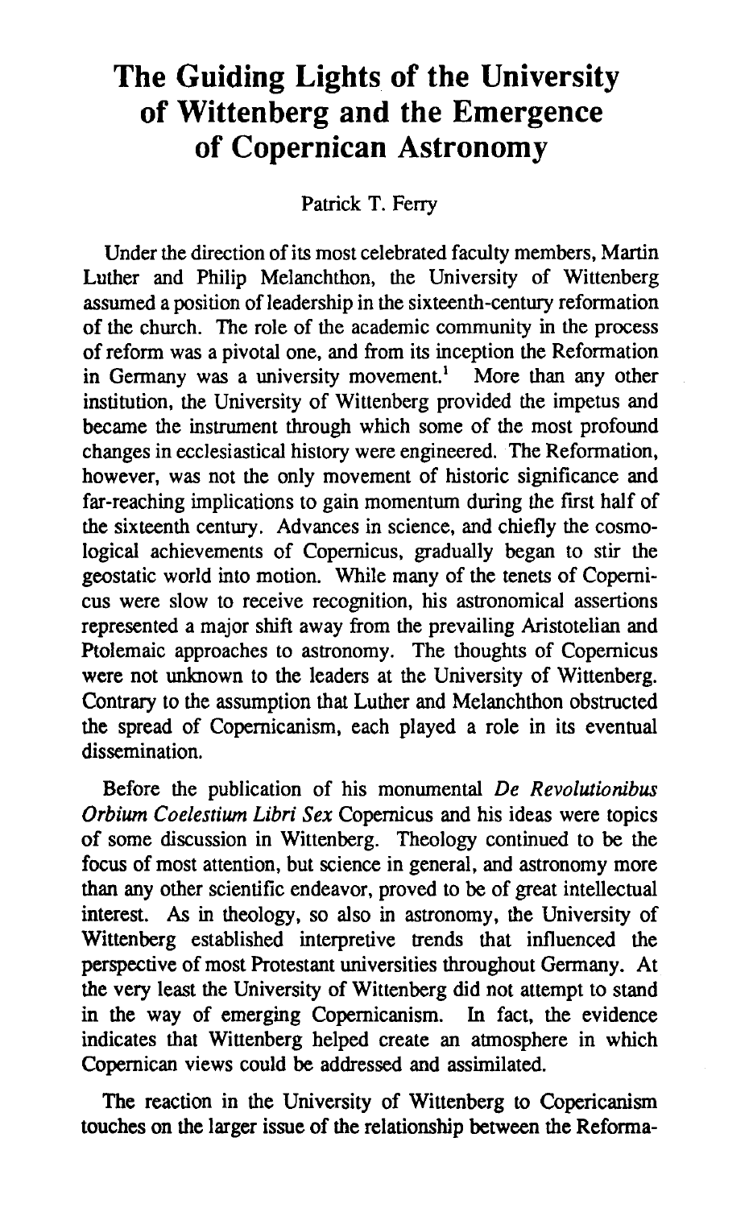# The Guiding Lights of the University of Wittenberg and the Emergence of Copernican Astronomy

Patrick T. Ferry

Under the direction of its most celebrated faculty members, Martin Luther and Philip Melanchthon, the University of Wittenberg assumed a position of leadership in the sixteenth-century reformation of the church. The role of the academic community in the process of reform was a pivotal one, and from its inception the Reformation in Germany was a university movement.[1] More than any other institution, the University of Wittenberg provided the impetus and became the instrument through which some of the most profound changes in ecclesiastical history were engineered. The Reformation, however, was not the only movement of historic significance and far-reaching implications to gain momentum during the first half of the sixteenth century. Advances in science, and chiefly the cosmological achievements of Copernicus, gradually began to stir the geostatic world into motion. While many of the tenets of Copernicus were slow to receive recognition, his astronomical assertions represented a major shift away from the prevailing Aristotelian and Ptolemaic approaches to astronomy. The thoughts of Copernicus were not unknown to the leaders at the University of Wittenberg. Contrary to the assumption that Luther and Melanchthon obstructed the spread of Copernicanism, each played a role in its eventual dissemination.

Before the publication of his monumental *De Revolutionibus Orbium Coelestium Libri Sex* Copernicus and his ideas were topics of some discussion in Wittenberg. Theology continued to be the focus of most attention, but science in general, and astronomy more than any other scientific endeavor, proved to be of great intellectual interest. As in theology, so also in astronomy, the University of Wittenberg established interpretive trends that influenced the perspective of most Protestant universities throughout Germany. At the very least the University of Wittenberg did not attempt to stand in the way of emerging Copernicanism. In fact, the evidence indicates that Wittenberg helped create an atmosphere in which Copernican views could be addressed and assimilated.

The reaction in the University of Wittenberg to Copericanism touches on the larger issue of the relationship between the Reforma-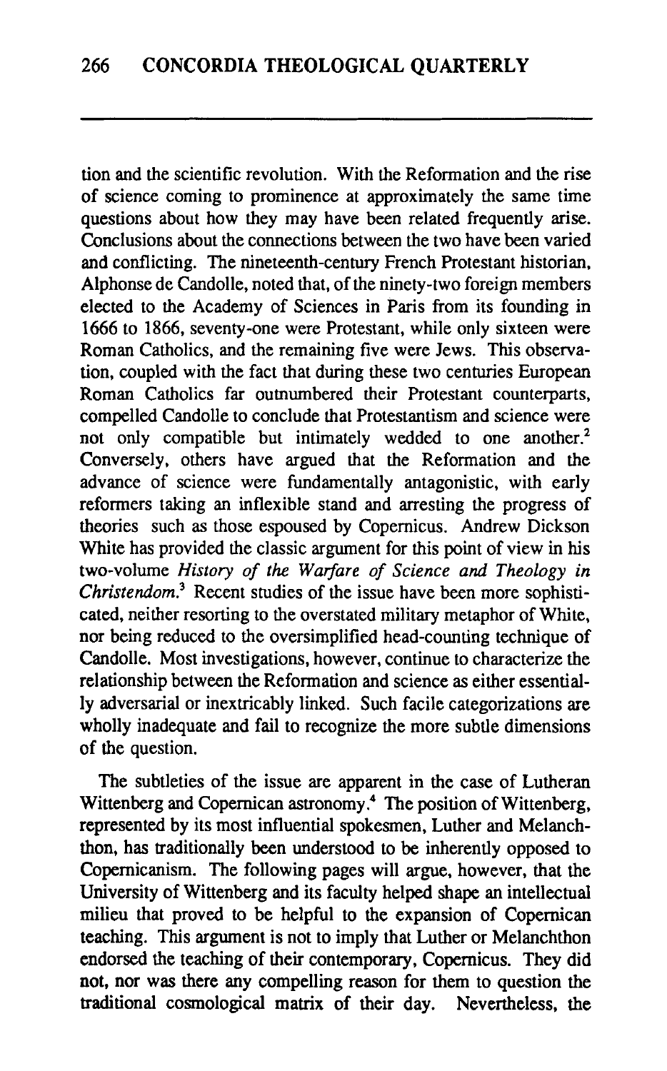tion and the scientific revolution. With the Reformation and the rise of science coming to prominence at approximately the same time questions about how they may have been related frequently arise. Conclusions about the connections between the two have been varied and conflicting. The nineteenth-century French Protestant historian, Alphonse de Candolle, noted that, of the ninety-two foreign members elected to the Academy of Sciences in Paris from its founding in 1666 to 1866, seventy-one were Protestant, while only sixteen were Roman Catholics, and the remaining five were Jews. This observation, coupled with the fact that during these two centuries European Roman Catholics far outnumbered their Protestant counterparts, compelled Candolle to conclude that Protestantism and science were not only compatible but intimately wedded to one another.[2] Conversely, others have argued that the Reformation and the advance of science were fundamentally antagonistic, with early reformers taking an inflexible stand and arresting the progress of theories such as those espoused by Copernicus. Andrew Dickson White has provided the classic argument for this point of view in his two-volume *History of the Warfare of Science and Theology in Christendom*.[3] Recent studies of the issue have been more sophisticated, neither resorting to the overstated military metaphor of White, nor being reduced to the oversimplified head-counting technique of Candolle. Most investigations, however, continue to characterize the relationship between the Reformation and science as either essentially adversarial or inextricably linked. Such facile categorizations are wholly inadequate and fail to recognize the more subtle dimensions of the question.

The subtleties of the issue are apparent in the case of Lutheran Wittenberg and Copernican astronomy.[4] The position of Wittenberg, represented by its most influential spokesmen, Luther and Melanchthon, has traditionally been understood to be inherently opposed to Copernicanism. The following pages will argue, however, that the University of Wittenberg and its faculty helped shape an intellectual milieu that proved to be helpful to the expansion of Copernican teaching. This argument is not to imply that Luther or Melanchthon endorsed the teaching of their contemporary, Copernicus. They did not, nor was there any compelling reason for them to question the traditional cosmological matrix of their day. Nevertheless, the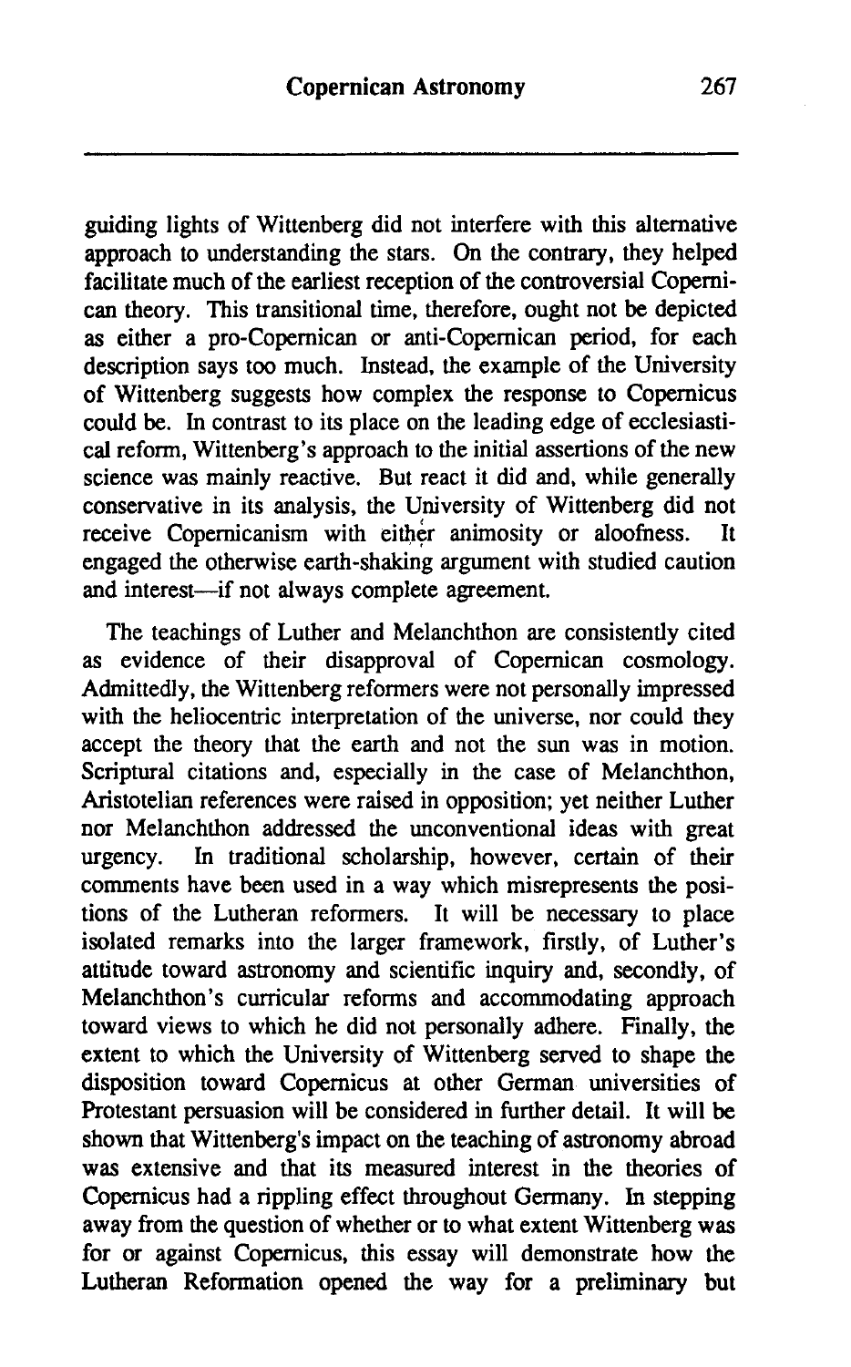guiding lights of Wittenberg did not interfere with this alternative approach to understanding the stars. On the contrary, they helped facilitate much of the earliest reception of the controversial Copernican theory. This transitional time, therefore, ought not be depicted as either a pro-Copernican or anti-Copernican period, for each description says too much. Instead, the example of the University of Wittenberg suggests how complex the response to Copernicus could be. In contrast to its place on the leading edge of ecclesiastical reform, Wittenberg's approach to the initial assertions of the new science was mainly reactive. But react it did and, while generally conservative in its analysis, the University of Wittenberg did not receive Copernicanism with either animosity or aloofness. It engaged the otherwise earth-shaking argument with studied caution and interest—if not always complete agreement.

The teachings of Luther and Melanchthon are consistently cited as evidence of their disapproval of Copernican cosmology. Admittedly, the Wittenberg reformers were not personally impressed with the heliocentric interpretation of the universe, nor could they accept the theory that the earth and not the sun was in motion. Scriptural citations and, especially in the case of Melanchthon, Aristotelian references were raised in opposition; yet neither Luther nor Melanchthon addressed the unconventional ideas with great urgency. In traditional scholarship, however, certain of their comments have been used in a way which misrepresents the positions of the Lutheran reformers. It will be necessary to place isolated remarks into the larger framework, firstly, of Luther's attitude toward astronomy and scientific inquiry and, secondly, of Melanchthon's curricular reforms and accommodating approach toward views to which he did not personally adhere. Finally, the extent to which the University of Wittenberg served to shape the disposition toward Copernicus at other German universities of Protestant persuasion will be considered in further detail. It will be shown that Wittenberg's impact on the teaching of astronomy abroad was extensive and that its measured interest in the theories of Copernicus had a rippling effect throughout Germany. In stepping away from the question of whether or to what extent Wittenberg was for or against Copernicus, this essay will demonstrate how the Lutheran Reformation opened the way for a preliminary but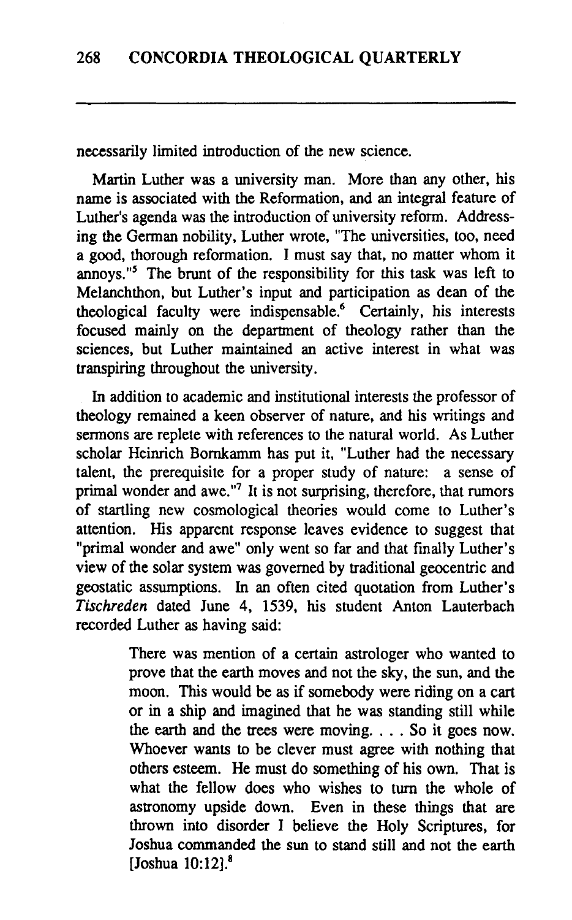necessarily limited introduction of the new science.

Martin Luther was a university man. More than any other, his name is associated with the Reformation, and an integral feature of Luther's agenda was the introduction of university reform. Addressing the German nobility, Luther wrote, "The universities, too, need a good, thorough reformation. I must say that, no matter whom it annoys."[5] The brunt of the responsibility for this task was left to Melanchthon, but Luther's input and participation as dean of the theological faculty were indispensable.[6] Certainly, his interests focused mainly on the department of theology rather than the sciences, but Luther maintained an active interest in what was transpiring throughout the university.

In addition to academic and institutional interests the professor of theology remained a keen observer of nature, and his writings and sermons are replete with references to the natural world. As Luther scholar Heinrich Bornkamm has put it, "Luther had the necessary talent, the prerequisite for a proper study of nature: a sense of primal wonder and awe."[7] It is not surprising, therefore, that rumors of startling new cosmological theories would come to Luther's attention. His apparent response leaves evidence to suggest that "primal wonder and awe" only went so far and that finally Luther's view of the solar system was governed by traditional geocentric and geostatic assumptions. In an often cited quotation from Luther's *Tischreden* dated June 4, 1539, his student Anton Lauterbach recorded Luther as having said:

> There was mention of a certain astrologer who wanted to prove that the earth moves and not the sky, the sun, and the moon. This would be as if somebody were riding on a cart or in a ship and imagined that he was standing still while the earth and the trees were moving. . . . So it goes now. Whoever wants to be clever must agree with nothing that others esteem. He must do something of his own. That is what the fellow does who wishes to turn the whole of astronomy upside down. Even in these things that are thrown into disorder I believe the Holy Scriptures, for Joshua commanded the sun to stand still and not the earth [Joshua 10:12].[8]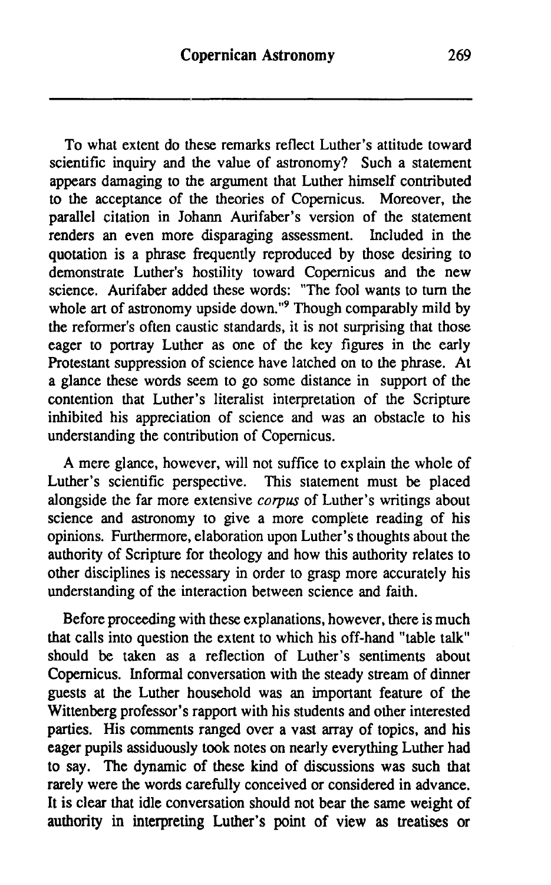To what extent do these remarks reflect Luther's attitude toward scientific inquiry and the value of astronomy? Such a statement appears damaging to the argument that Luther himself contributed to the acceptance of the theories of Copernicus. Moreover, the parallel citation in Johann Aurifaber's version of the statement renders an even more disparaging assessment. Included in the quotation is a phrase frequently reproduced by those desiring to demonstrate Luther's hostility toward Copernicus and the new science. Aurifaber added these words: "The fool wants to turn the whole art of astronomy upside down."[9] Though comparably mild by the reformer's often caustic standards, it is not surprising that those eager to portray Luther as one of the key figures in the early Protestant suppression of science have latched on to the phrase. At a glance these words seem to go some distance in support of the contention that Luther's literalist interpretation of the Scripture inhibited his appreciation of science and was an obstacle to his understanding the contribution of Copernicus.

A mere glance, however, will not suffice to explain the whole of Luther's scientific perspective. This statement must be placed alongside the far more extensive *corpus* of Luther's writings about science and astronomy to give a more complete reading of his opinions. Furthermore, elaboration upon Luther's thoughts about the authority of Scripture for theology and how this authority relates to other disciplines is necessary in order to grasp more accurately his understanding of the interaction between science and faith.

Before proceeding with these explanations, however, there is much that calls into question the extent to which his off-hand "table talk" should be taken as a reflection of Luther's sentiments about Copernicus. Informal conversation with the steady stream of dinner guests at the Luther household was an important feature of the Wittenberg professor's rapport with his students and other interested parties. His comments ranged over a vast array of topics, and his eager pupils assiduously took notes on nearly everything Luther had to say. The dynamic of these kind of discussions was such that rarely were the words carefully conceived or considered in advance. It is clear that idle conversation should not bear the same weight of authority in interpreting Luther's point of view as treatises or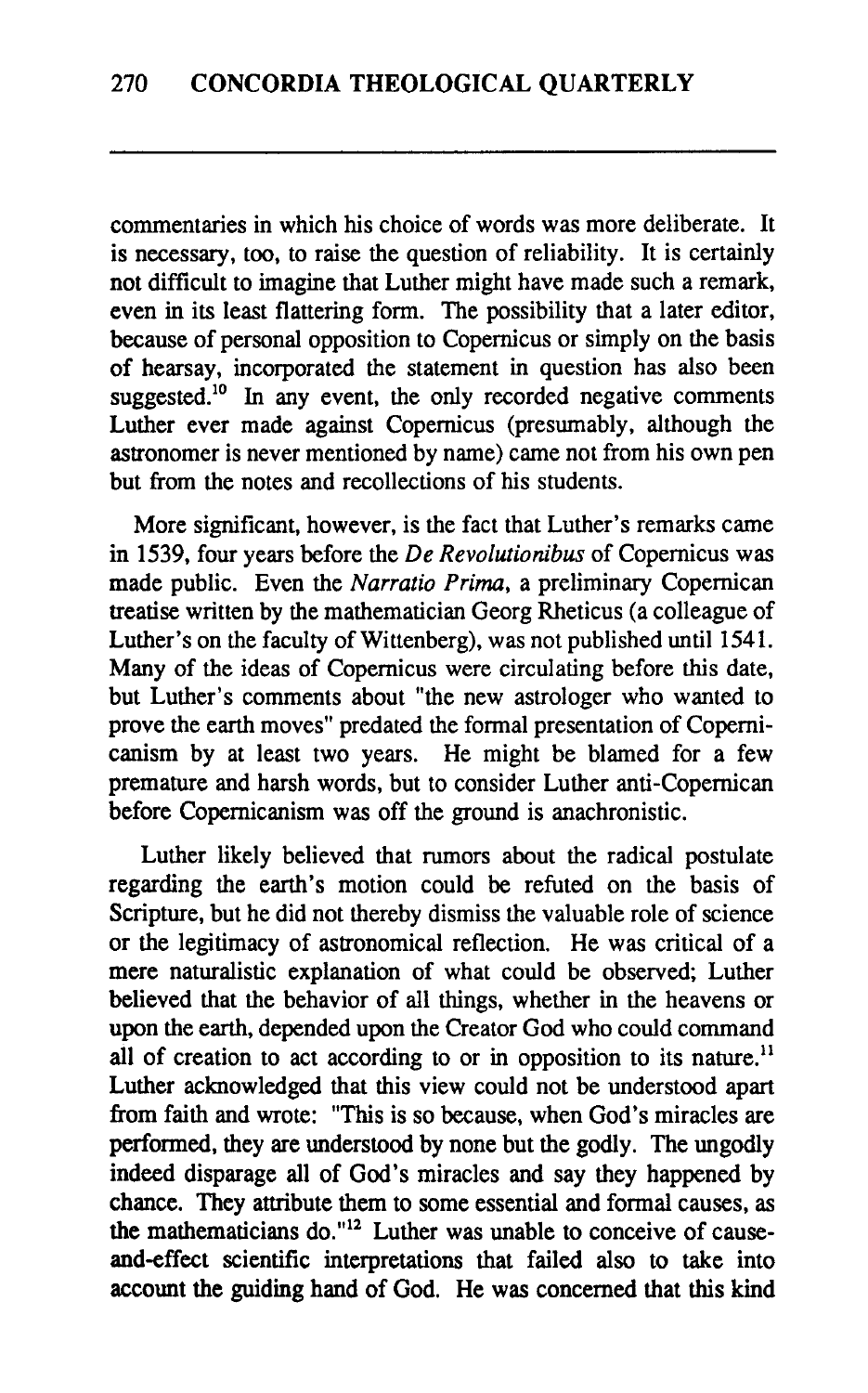commentaries in which his choice of words was more deliberate. It is necessary, too, to raise the question of reliability. It is certainly not difficult to imagine that Luther might have made such a remark, even in its least flattering form. The possibility that a later editor, because of personal opposition to Copernicus or simply on the basis of hearsay, incorporated the statement in question has also been suggested.[10] In any event, the only recorded negative comments Luther ever made against Copernicus (presumably, although the astronomer is never mentioned by name) came not from his own pen but from the notes and recollections of his students.

More significant, however, is the fact that Luther's remarks came in 1539, four years before the *De Revolutionibus* of Copernicus was made public. Even the *Narratio Prima*, a preliminary Copernican treatise written by the mathematician Georg Rheticus (a colleague of Luther's on the faculty of Wittenberg), was not published until 1541. Many of the ideas of Copernicus were circulating before this date, but Luther's comments about "the new astrologer who wanted to prove the earth moves" predated the formal presentation of Copernicanism by at least two years. He might be blamed for a few premature and harsh words, but to consider Luther anti-Copernican before Copernicanism was off the ground is anachronistic.

Luther likely believed that rumors about the radical postulate regarding the earth's motion could be refuted on the basis of Scripture, but he did not thereby dismiss the valuable role of science or the legitimacy of astronomical reflection. He was critical of a mere naturalistic explanation of what could be observed; Luther believed that the behavior of all things, whether in the heavens or upon the earth, depended upon the Creator God who could command all of creation to act according to or in opposition to its nature.[11] Luther acknowledged that this view could not be understood apart from faith and wrote: "This is so because, when God's miracles are performed, they are understood by none but the godly. The ungodly indeed disparage all of God's miracles and say they happened by chance. They attribute them to some essential and formal causes, as the mathematicians do."[12] Luther was unable to conceive of cause-and-effect scientific interpretations that failed also to take into account the guiding hand of God. He was concerned that this kind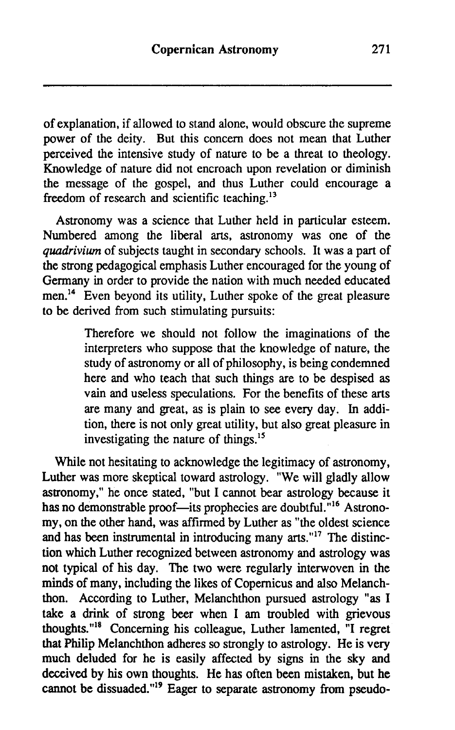of explanation, if allowed to stand alone, would obscure the supreme power of the deity. But this concern does not mean that Luther perceived the intensive study of nature to be a threat to theology. Knowledge of nature did not encroach upon revelation or diminish the message of the gospel, and thus Luther could encourage a freedom of research and scientific teaching.[13]

Astronomy was a science that Luther held in particular esteem. Numbered among the liberal arts, astronomy was one of the *quadrivium* of subjects taught in secondary schools. It was a part of the strong pedagogical emphasis Luther encouraged for the young of Germany in order to provide the nation with much needed educated men.[14] Even beyond its utility, Luther spoke of the great pleasure to be derived from such stimulating pursuits:

> Therefore we should not follow the imaginations of the interpreters who suppose that the knowledge of nature, the study of astronomy or all of philosophy, is being condemned here and who teach that such things are to be despised as vain and useless speculations. For the benefits of these arts are many and great, as is plain to see every day. In addition, there is not only great utility, but also great pleasure in investigating the nature of things.[15]

While not hesitating to acknowledge the legitimacy of astronomy, Luther was more skeptical toward astrology. "We will gladly allow astronomy," he once stated, "but I cannot bear astrology because it has no demonstrable proof—its prophecies are doubtful."[16] Astronomy, on the other hand, was affirmed by Luther as "the oldest science and has been instrumental in introducing many arts."[17] The distinction which Luther recognized between astronomy and astrology was not typical of his day. The two were regularly interwoven in the minds of many, including the likes of Copernicus and also Melanchthon. According to Luther, Melanchthon pursued astrology "as I take a drink of strong beer when I am troubled with grievous thoughts."[18] Concerning his colleague, Luther lamented, "I regret that Philip Melanchthon adheres so strongly to astrology. He is very much deluded for he is easily affected by signs in the sky and deceived by his own thoughts. He has often been mistaken, but he cannot be dissuaded."[19] Eager to separate astronomy from pseudo-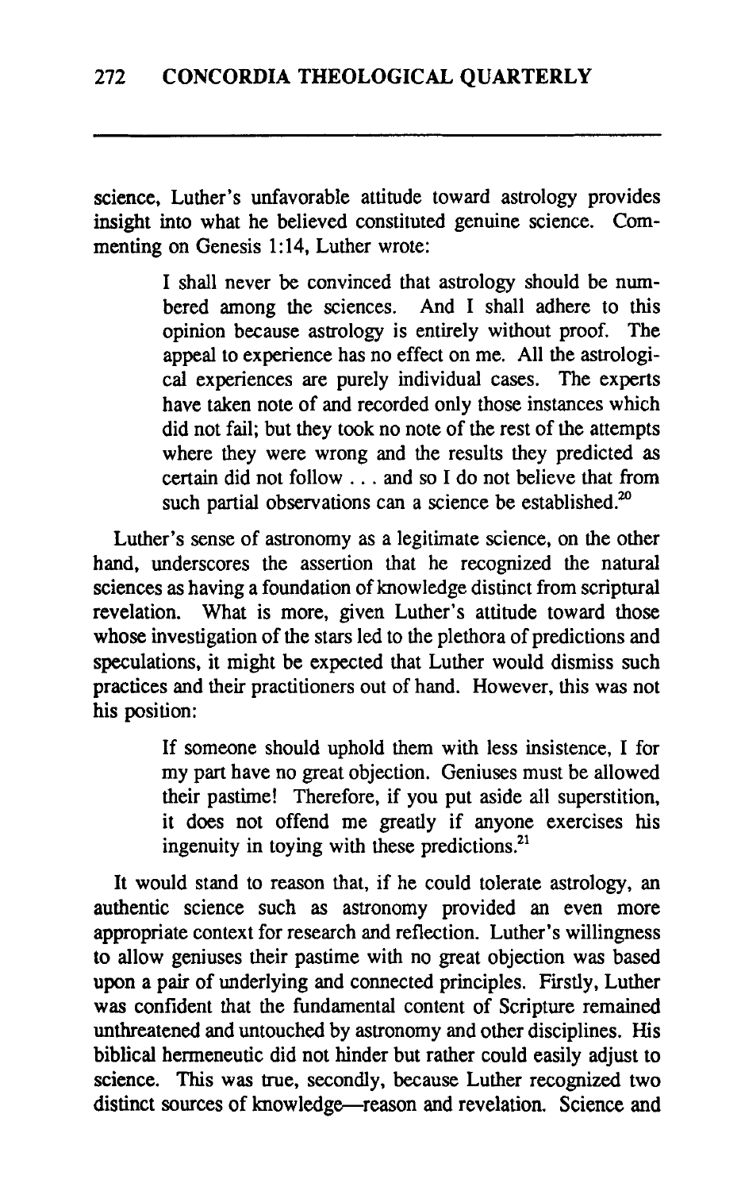science, Luther's unfavorable attitude toward astrology provides insight into what he believed constituted genuine science. Commenting on Genesis 1:14, Luther wrote:

> I shall never be convinced that astrology should be numbered among the sciences. And I shall adhere to this opinion because astrology is entirely without proof. The appeal to experience has no effect on me. All the astrological experiences are purely individual cases. The experts have taken note of and recorded only those instances which did not fail; but they took no note of the rest of the attempts where they were wrong and the results they predicted as certain did not follow . . . and so I do not believe that from such partial observations can a science be established.[20]

Luther's sense of astronomy as a legitimate science, on the other hand, underscores the assertion that he recognized the natural sciences as having a foundation of knowledge distinct from scriptural revelation. What is more, given Luther's attitude toward those whose investigation of the stars led to the plethora of predictions and speculations, it might be expected that Luther would dismiss such practices and their practitioners out of hand. However, this was not his position:

> If someone should uphold them with less insistence, I for my part have no great objection. Geniuses must be allowed their pastime! Therefore, if you put aside all superstition, it does not offend me greatly if anyone exercises his ingenuity in toying with these predictions.[21]

It would stand to reason that, if he could tolerate astrology, an authentic science such as astronomy provided an even more appropriate context for research and reflection. Luther's willingness to allow geniuses their pastime with no great objection was based upon a pair of underlying and connected principles. Firstly, Luther was confident that the fundamental content of Scripture remained unthreatened and untouched by astronomy and other disciplines. His biblical hermeneutic did not hinder but rather could easily adjust to science. This was true, secondly, because Luther recognized two distinct sources of knowledge—reason and revelation. Science and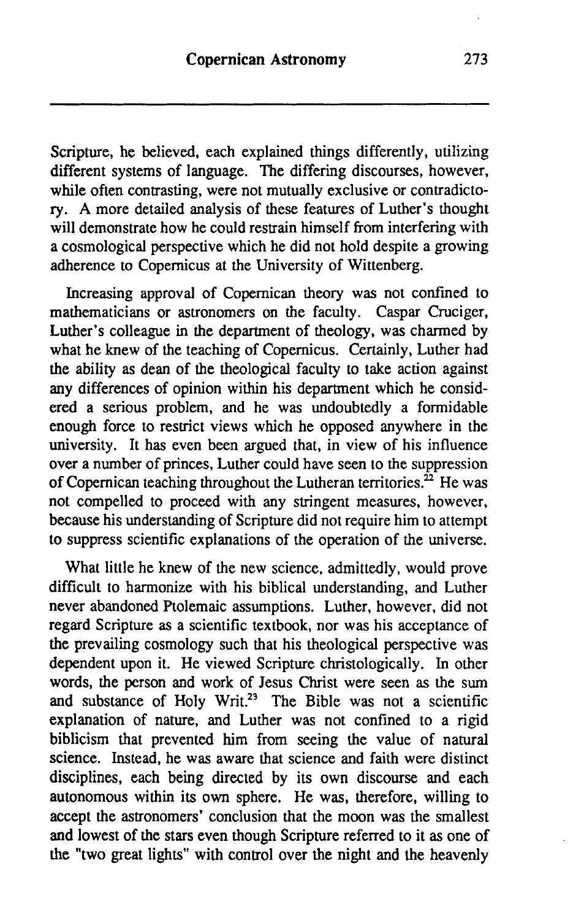Scripture, he believed, each explained things differently, utilizing different systems of language. The differing discourses, however, while often contrasting, were not mutually exclusive or contradictory. A more detailed analysis of these features of Luther's thought will demonstrate how he could restrain himself from interfering with a cosmological perspective which he did not hold despite a growing adherence to Copernicus at the University of Wittenberg.

Increasing approval of Copernican theory was not confined to mathematicians or astronomers on the faculty. Caspar Cruciger, Luther's colleague in the department of theology, was charmed by what he knew of the teaching of Copernicus. Certainly, Luther had the ability as dean of the theological faculty to take action against any differences of opinion within his department which he considered a serious problem, and he was undoubtedly a formidable enough force to restrict views which he opposed anywhere in the university. It has even been argued that, in view of his influence over a number of princes, Luther could have seen to the suppression of Copernican teaching throughout the Lutheran territories.[22] He was not compelled to proceed with any stringent measures, however, because his understanding of Scripture did not require him to attempt to suppress scientific explanations of the operation of the universe.

What little he knew of the new science, admittedly, would prove difficult to harmonize with his biblical understanding, and Luther never abandoned Ptolemaic assumptions. Luther, however, did not regard Scripture as a scientific textbook, nor was his acceptance of the prevailing cosmology such that his theological perspective was dependent upon it. He viewed Scripture christologically. In other words, the person and work of Jesus Christ were seen as the sum and substance of Holy Writ.[23] The Bible was not a scientific explanation of nature, and Luther was not confined to a rigid biblicism that prevented him from seeing the value of natural science. Instead, he was aware that science and faith were distinct disciplines, each being directed by its own discourse and each autonomous within its own sphere. He was, therefore, willing to accept the astronomers' conclusion that the moon was the smallest and lowest of the stars even though Scripture referred to it as one of the "two great lights" with control over the night and the heavenly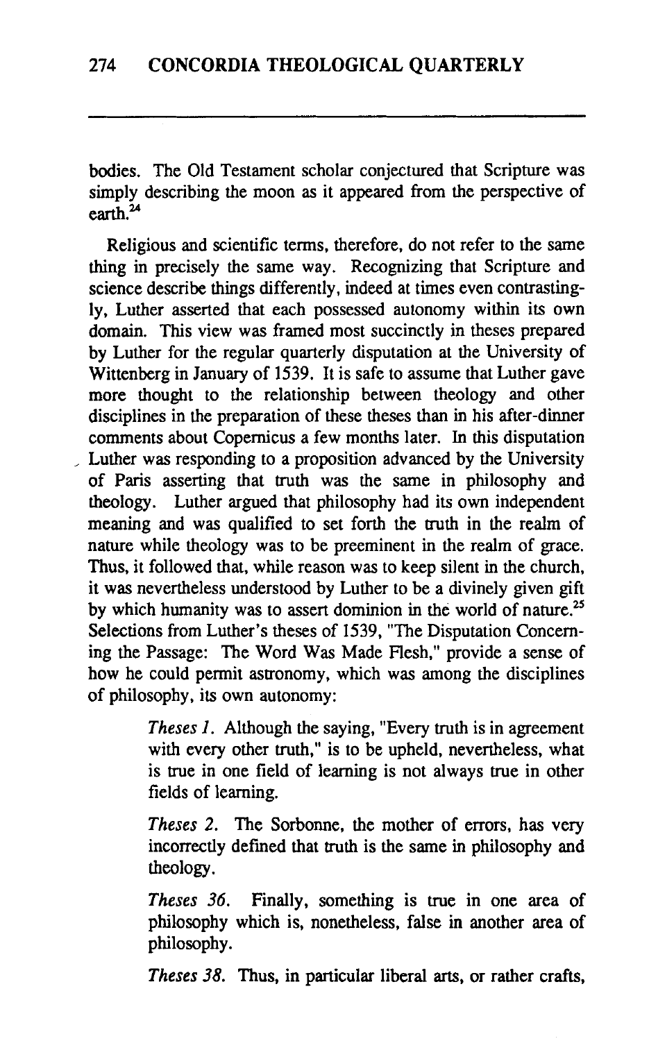bodies. The Old Testament scholar conjectured that Scripture was simply describing the moon as it appeared from the perspective of earth.[24]

Religious and scientific terms, therefore, do not refer to the same thing in precisely the same way. Recognizing that Scripture and science describe things differently, indeed at times even contrastingly, Luther asserted that each possessed autonomy within its own domain. This view was framed most succinctly in theses prepared by Luther for the regular quarterly disputation at the University of Wittenberg in January of 1539. It is safe to assume that Luther gave more thought to the relationship between theology and other disciplines in the preparation of these theses than in his after-dinner comments about Copernicus a few months later. In this disputation Luther was responding to a proposition advanced by the University of Paris asserting that truth was the same in philosophy and theology. Luther argued that philosophy had its own independent meaning and was qualified to set forth the truth in the realm of nature while theology was to be preeminent in the realm of grace. Thus, it followed that, while reason was to keep silent in the church, it was nevertheless understood by Luther to be a divinely given gift by which humanity was to assert dominion in the world of nature.[25] Selections from Luther's theses of 1539, "The Disputation Concerning the Passage: The Word Was Made Flesh," provide a sense of how he could permit astronomy, which was among the disciplines of philosophy, its own autonomy:

> *Theses 1.* Although the saying, "Every truth is in agreement with every other truth," is to be upheld, nevertheless, what is true in one field of learning is not always true in other fields of learning.
>
> *Theses 2.* The Sorbonne, the mother of errors, has very incorrectly defined that truth is the same in philosophy and theology.
>
> *Theses 36.* Finally, something is true in one area of philosophy which is, nonetheless, false in another area of philosophy.
>
> *Theses 38.* Thus, in particular liberal arts, or rather crafts,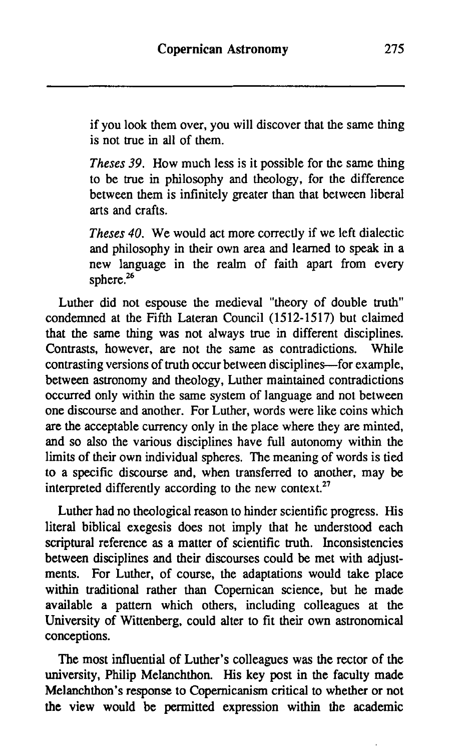if you look them over, you will discover that the same thing is not true in all of them.

> *Theses 39.* How much less is it possible for the same thing to be true in philosophy and theology, for the difference between them is infinitely greater than that between liberal arts and crafts.
>
> *Theses 40.* We would act more correctly if we left dialectic and philosophy in their own area and learned to speak in a new language in the realm of faith apart from every sphere.[26]

Luther did not espouse the medieval "theory of double truth" condemned at the Fifth Lateran Council (1512-1517) but claimed that the same thing was not always true in different disciplines. Contrasts, however, are not the same as contradictions. While contrasting versions of truth occur between disciplines—for example, between astronomy and theology, Luther maintained contradictions occurred only within the same system of language and not between one discourse and another. For Luther, words were like coins which are the acceptable currency only in the place where they are minted, and so also the various disciplines have full autonomy within the limits of their own individual spheres. The meaning of words is tied to a specific discourse and, when transferred to another, may be interpreted differently according to the new context.[27]

Luther had no theological reason to hinder scientific progress. His literal biblical exegesis does not imply that he understood each scriptural reference as a matter of scientific truth. Inconsistencies between disciplines and their discourses could be met with adjustments. For Luther, of course, the adaptations would take place within traditional rather than Copernican science, but he made available a pattern which others, including colleagues at the University of Wittenberg, could alter to fit their own astronomical conceptions.

The most influential of Luther's colleagues was the rector of the university, Philip Melanchthon. His key post in the faculty made Melanchthon's response to Copernicanism critical to whether or not the view would be permitted expression within the academic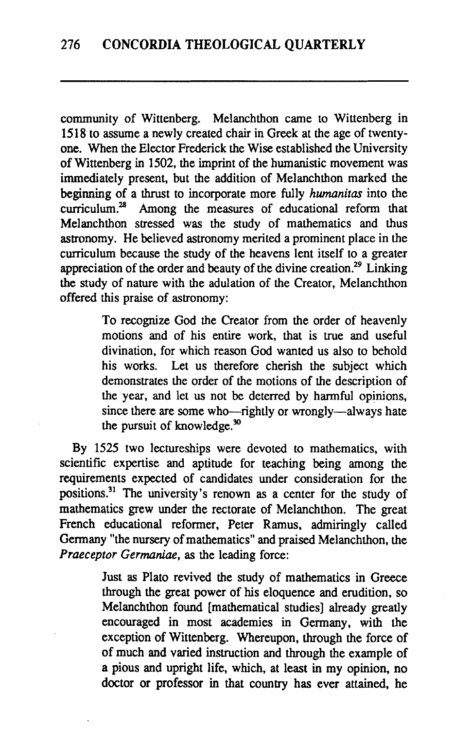community of Wittenberg. Melanchthon came to Wittenberg in 1518 to assume a newly created chair in Greek at the age of twenty-one. When the Elector Frederick the Wise established the University of Wittenberg in 1502, the imprint of the humanistic movement was immediately present, but the addition of Melanchthon marked the beginning of a thrust to incorporate more fully *humanitas* into the curriculum.[28] Among the measures of educational reform that Melanchthon stressed was the study of mathematics and thus astronomy. He believed astronomy merited a prominent place in the curriculum because the study of the heavens lent itself to a greater appreciation of the order and beauty of the divine creation.[29] Linking the study of nature with the adulation of the Creator, Melanchthon offered this praise of astronomy:

> To recognize God the Creator from the order of heavenly motions and of his entire work, that is true and useful divination, for which reason God wanted us also to behold his works. Let us therefore cherish the subject which demonstrates the order of the motions of the description of the year, and let us not be deterred by harmful opinions, since there are some who—rightly or wrongly—always hate the pursuit of knowledge.[30]

By 1525 two lectureships were devoted to mathematics, with scientific expertise and aptitude for teaching being among the requirements expected of candidates under consideration for the positions.[31] The university's renown as a center for the study of mathematics grew under the rectorate of Melanchthon. The great French educational reformer, Peter Ramus, admiringly called Germany "the nursery of mathematics" and praised Melanchthon, the *Praeceptor Germaniae*, as the leading force:

> Just as Plato revived the study of mathematics in Greece through the great power of his eloquence and erudition, so Melanchthon found [mathematical studies] already greatly encouraged in most academies in Germany, with the exception of Wittenberg. Whereupon, through the force of of much and varied instruction and through the example of a pious and upright life, which, at least in my opinion, no doctor or professor in that country has ever attained, he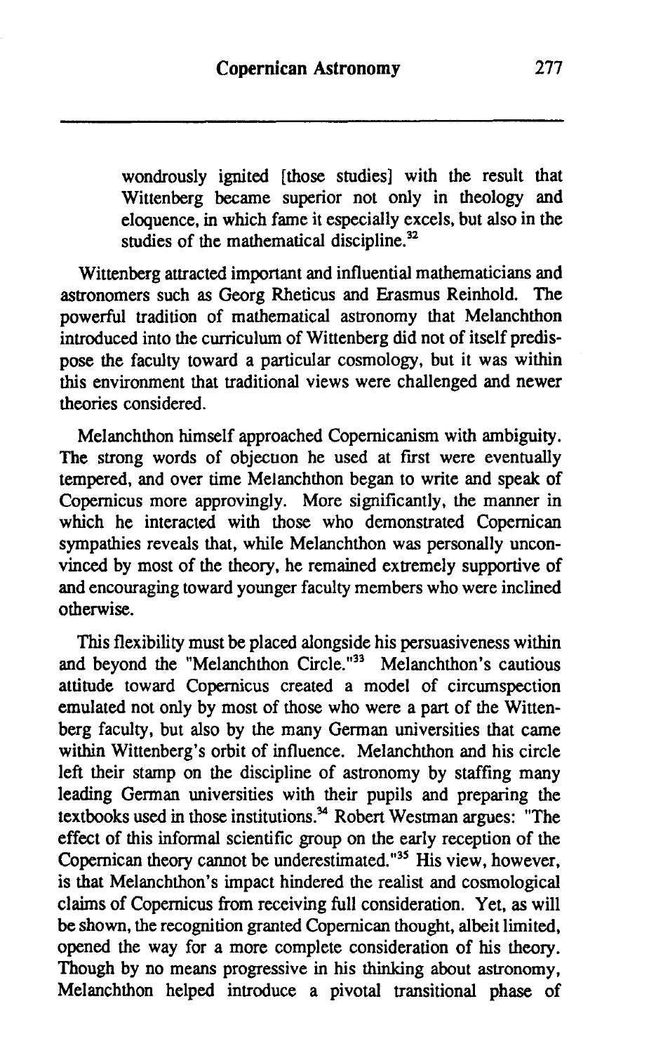> wondrously ignited [those studies] with the result that Wittenberg became superior not only in theology and eloquence, in which fame it especially excels, but also in the studies of the mathematical discipline.[32]

Wittenberg attracted important and influential mathematicians and astronomers such as Georg Rheticus and Erasmus Reinhold. The powerful tradition of mathematical astronomy that Melanchthon introduced into the curriculum of Wittenberg did not of itself predispose the faculty toward a particular cosmology, but it was within this environment that traditional views were challenged and newer theories considered.

Melanchthon himself approached Copernicanism with ambiguity. The strong words of objection he used at first were eventually tempered, and over time Melanchthon began to write and speak of Copernicus more approvingly. More significantly, the manner in which he interacted with those who demonstrated Copernican sympathies reveals that, while Melanchthon was personally unconvinced by most of the theory, he remained extremely supportive of and encouraging toward younger faculty members who were inclined otherwise.

This flexibility must be placed alongside his persuasiveness within and beyond the "Melanchthon Circle."[33] Melanchthon's cautious attitude toward Copernicus created a model of circumspection emulated not only by most of those who were a part of the Wittenberg faculty, but also by the many German universities that came within Wittenberg's orbit of influence. Melanchthon and his circle left their stamp on the discipline of astronomy by staffing many leading German universities with their pupils and preparing the textbooks used in those institutions.[34] Robert Westman argues: "The effect of this informal scientific group on the early reception of the Copernican theory cannot be underestimated."[35] His view, however, is that Melanchthon's impact hindered the realist and cosmological claims of Copernicus from receiving full consideration. Yet, as will be shown, the recognition granted Copernican thought, albeit limited, opened the way for a more complete consideration of his theory. Though by no means progressive in his thinking about astronomy, Melanchthon helped introduce a pivotal transitional phase of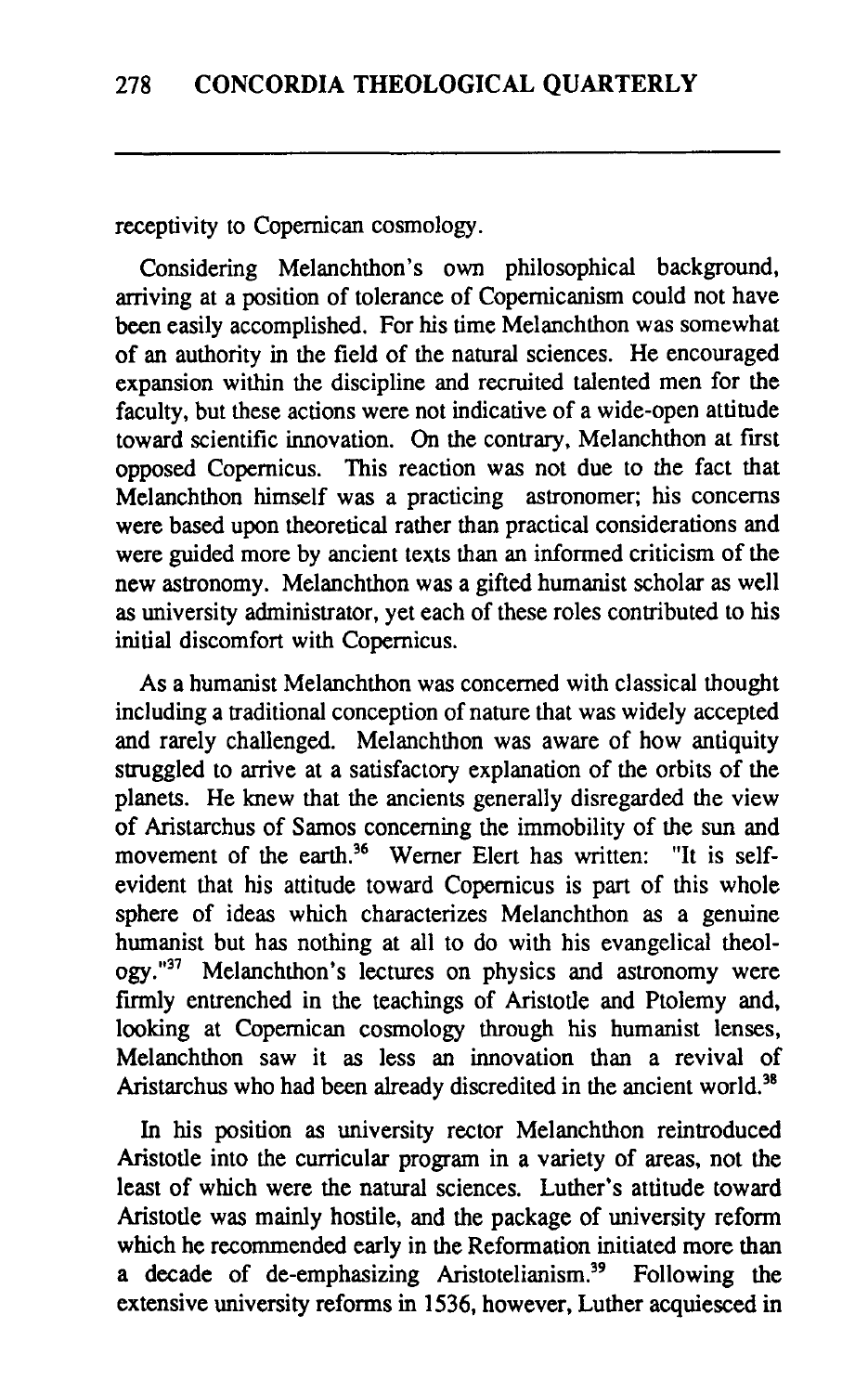receptivity to Copernican cosmology.

Considering Melanchthon's own philosophical background, arriving at a position of tolerance of Copernicanism could not have been easily accomplished. For his time Melanchthon was somewhat of an authority in the field of the natural sciences. He encouraged expansion within the discipline and recruited talented men for the faculty, but these actions were not indicative of a wide-open attitude toward scientific innovation. On the contrary, Melanchthon at first opposed Copernicus. This reaction was not due to the fact that Melanchthon himself was a practicing astronomer; his concerns were based upon theoretical rather than practical considerations and were guided more by ancient texts than an informed criticism of the new astronomy. Melanchthon was a gifted humanist scholar as well as university administrator, yet each of these roles contributed to his initial discomfort with Copernicus.

As a humanist Melanchthon was concerned with classical thought including a traditional conception of nature that was widely accepted and rarely challenged. Melanchthon was aware of how antiquity struggled to arrive at a satisfactory explanation of the orbits of the planets. He knew that the ancients generally disregarded the view of Aristarchus of Samos concerning the immobility of the sun and movement of the earth.[36] Werner Elert has written: "It is self-evident that his attitude toward Copernicus is part of this whole sphere of ideas which characterizes Melanchthon as a genuine humanist but has nothing at all to do with his evangelical theology."[37] Melanchthon's lectures on physics and astronomy were firmly entrenched in the teachings of Aristotle and Ptolemy and, looking at Copernican cosmology through his humanist lenses, Melanchthon saw it as less an innovation than a revival of Aristarchus who had been already discredited in the ancient world.[38]

In his position as university rector Melanchthon reintroduced Aristotle into the curricular program in a variety of areas, not the least of which were the natural sciences. Luther's attitude toward Aristotle was mainly hostile, and the package of university reform which he recommended early in the Reformation initiated more than a decade of de-emphasizing Aristotelianism.[39] Following the extensive university reforms in 1536, however, Luther acquiesced in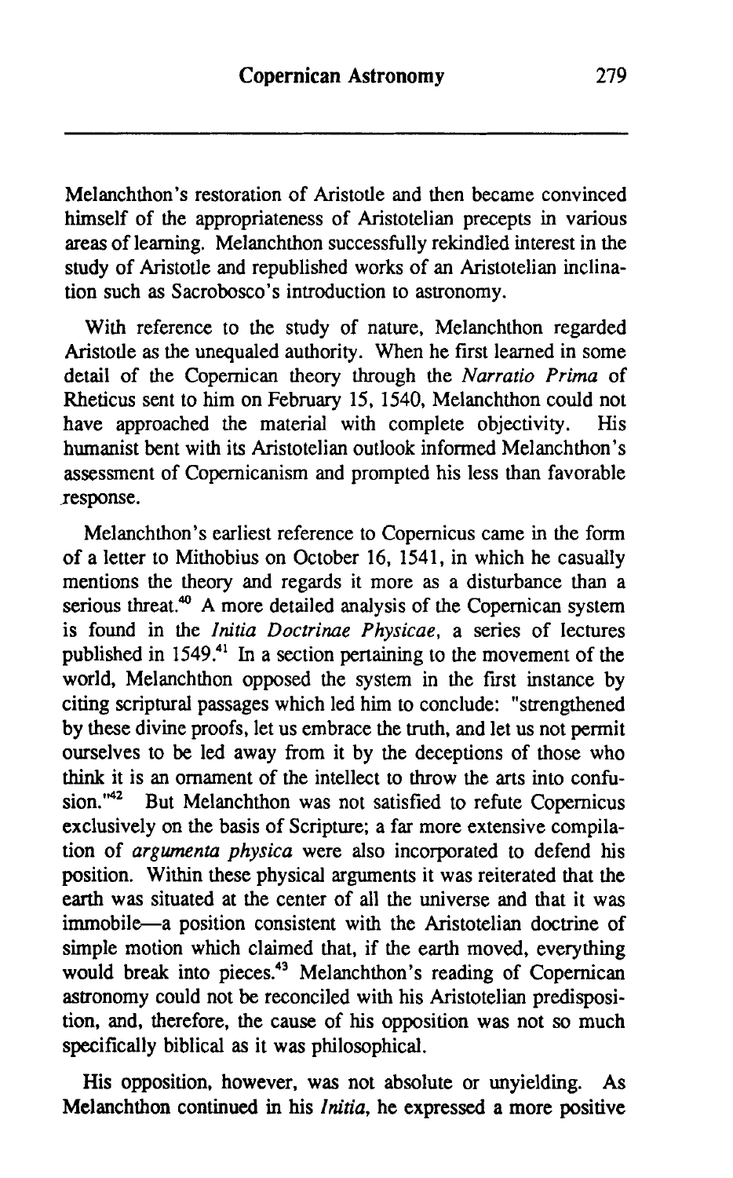Melanchthon's restoration of Aristotle and then became convinced himself of the appropriateness of Aristotelian precepts in various areas of learning. Melanchthon successfully rekindled interest in the study of Aristotle and republished works of an Aristotelian inclination such as Sacrobosco's introduction to astronomy.

With reference to the study of nature, Melanchthon regarded Aristotle as the unequaled authority. When he first learned in some detail of the Copernican theory through the *Narratio Prima* of Rheticus sent to him on February 15, 1540, Melanchthon could not have approached the material with complete objectivity. His humanist bent with its Aristotelian outlook informed Melanchthon's assessment of Copernicanism and prompted his less than favorable response.

Melanchthon's earliest reference to Copernicus came in the form of a letter to Mithobius on October 16, 1541, in which he casually mentions the theory and regards it more as a disturbance than a serious threat.[40] A more detailed analysis of the Copernican system is found in the *Initia Doctrinae Physicae*, a series of lectures published in 1549.[41] In a section pertaining to the movement of the world, Melanchthon opposed the system in the first instance by citing scriptural passages which led him to conclude: "strengthened by these divine proofs, let us embrace the truth, and let us not permit ourselves to be led away from it by the deceptions of those who think it is an ornament of the intellect to throw the arts into confusion."[42] But Melanchthon was not satisfied to refute Copernicus exclusively on the basis of Scripture; a far more extensive compilation of *argumenta physica* were also incorporated to defend his position. Within these physical arguments it was reiterated that the earth was situated at the center of all the universe and that it was immobile—a position consistent with the Aristotelian doctrine of simple motion which claimed that, if the earth moved, everything would break into pieces.[43] Melanchthon's reading of Copernican astronomy could not be reconciled with his Aristotelian predisposition, and, therefore, the cause of his opposition was not so much specifically biblical as it was philosophical.

His opposition, however, was not absolute or unyielding. As Melanchthon continued in his *Initia*, he expressed a more positive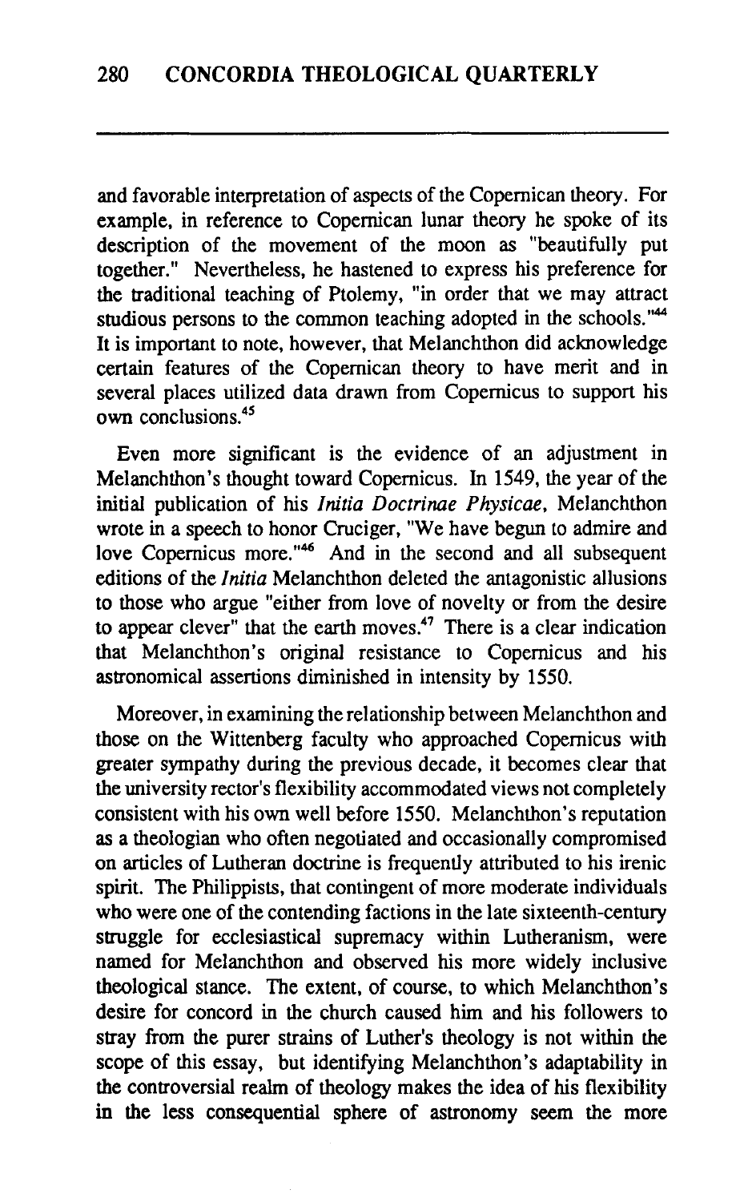and favorable interpretation of aspects of the Copernican theory. For example, in reference to Copernican lunar theory he spoke of its description of the movement of the moon as "beautifully put together." Nevertheless, he hastened to express his preference for the traditional teaching of Ptolemy, "in order that we may attract studious persons to the common teaching adopted in the schools."[44] It is important to note, however, that Melanchthon did acknowledge certain features of the Copernican theory to have merit and in several places utilized data drawn from Copernicus to support his own conclusions.[45]

Even more significant is the evidence of an adjustment in Melanchthon's thought toward Copernicus. In 1549, the year of the initial publication of his *Initia Doctrinae Physicae*, Melanchthon wrote in a speech to honor Cruciger, "We have begun to admire and love Copernicus more."[46] And in the second and all subsequent editions of the *Initia* Melanchthon deleted the antagonistic allusions to those who argue "either from love of novelty or from the desire to appear clever" that the earth moves.[47] There is a clear indication that Melanchthon's original resistance to Copernicus and his astronomical assertions diminished in intensity by 1550.

Moreover, in examining the relationship between Melanchthon and those on the Wittenberg faculty who approached Copernicus with greater sympathy during the previous decade, it becomes clear that the university rector's flexibility accommodated views not completely consistent with his own well before 1550. Melanchthon's reputation as a theologian who often negotiated and occasionally compromised on articles of Lutheran doctrine is frequently attributed to his irenic spirit. The Philippists, that contingent of more moderate individuals who were one of the contending factions in the late sixteenth-century struggle for ecclesiastical supremacy within Lutheranism, were named for Melanchthon and observed his more widely inclusive theological stance. The extent, of course, to which Melanchthon's desire for concord in the church caused him and his followers to stray from the purer strains of Luther's theology is not within the scope of this essay, but identifying Melanchthon's adaptability in the controversial realm of theology makes the idea of his flexibility in the less consequential sphere of astronomy seem the more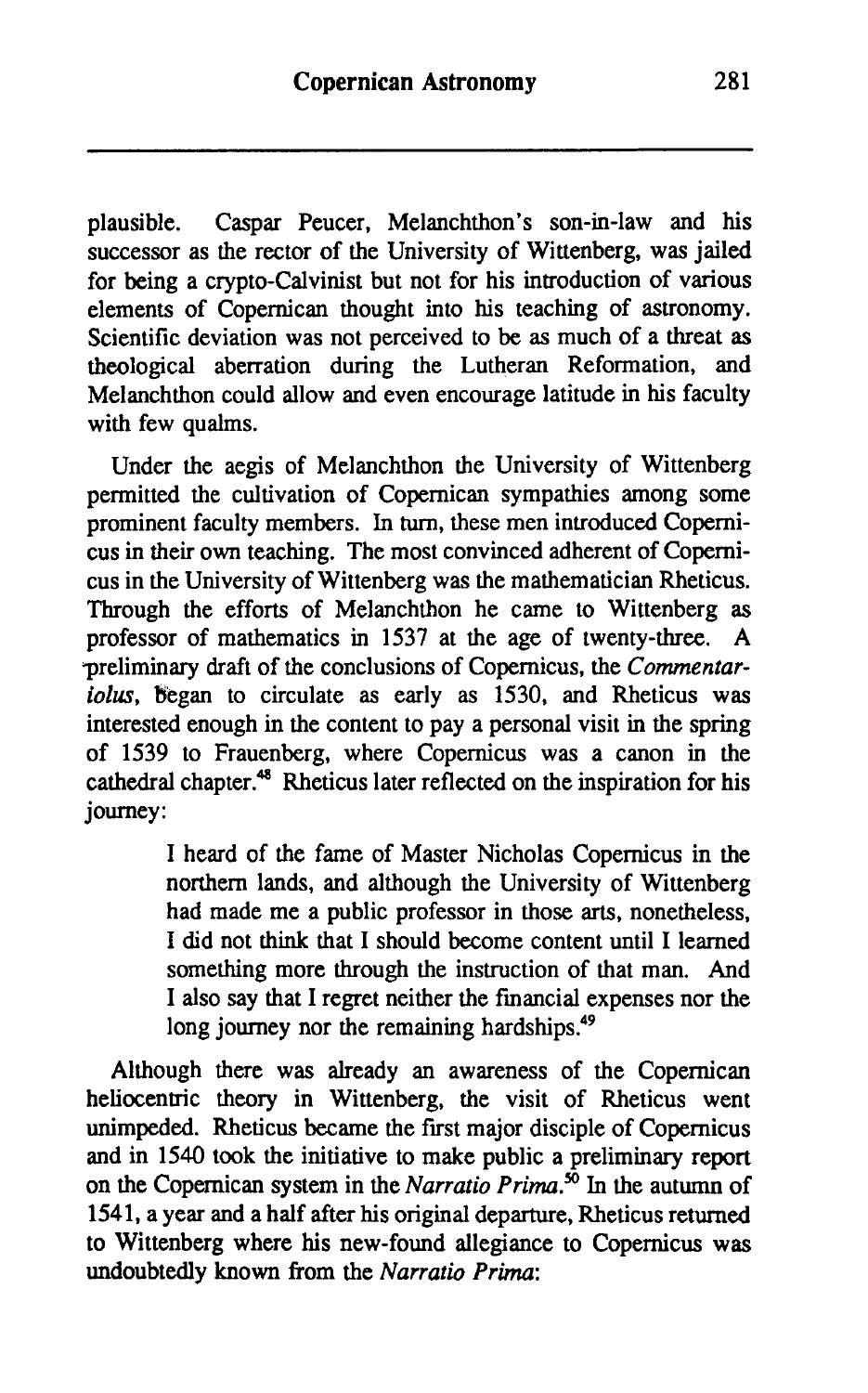plausible. Caspar Peucer, Melanchthon's son-in-law and his successor as the rector of the University of Wittenberg, was jailed for being a crypto-Calvinist but not for his introduction of various elements of Copernican thought into his teaching of astronomy. Scientific deviation was not perceived to be as much of a threat as theological aberration during the Lutheran Reformation, and Melanchthon could allow and even encourage latitude in his faculty with few qualms.

Under the aegis of Melanchthon the University of Wittenberg permitted the cultivation of Copernican sympathies among some prominent faculty members. In turn, these men introduced Copernicus in their own teaching. The most convinced adherent of Copernicus in the University of Wittenberg was the mathematician Rheticus. Through the efforts of Melanchthon he came to Wittenberg as professor of mathematics in 1537 at the age of twenty-three. A preliminary draft of the conclusions of Copernicus, the *Commentariolus*, began to circulate as early as 1530, and Rheticus was interested enough in the content to pay a personal visit in the spring of 1539 to Frauenberg, where Copernicus was a canon in the cathedral chapter.[48] Rheticus later reflected on the inspiration for his journey:

> I heard of the fame of Master Nicholas Copernicus in the northern lands, and although the University of Wittenberg had made me a public professor in those arts, nonetheless, I did not think that I should become content until I learned something more through the instruction of that man. And I also say that I regret neither the financial expenses nor the long journey nor the remaining hardships.[49]

Although there was already an awareness of the Copernican heliocentric theory in Wittenberg, the visit of Rheticus went unimpeded. Rheticus became the first major disciple of Copernicus and in 1540 took the initiative to make public a preliminary report on the Copernican system in the *Narratio Prima*.[50] In the autumn of 1541, a year and a half after his original departure, Rheticus returned to Wittenberg where his new-found allegiance to Copernicus was undoubtedly known from the *Narratio Prima*: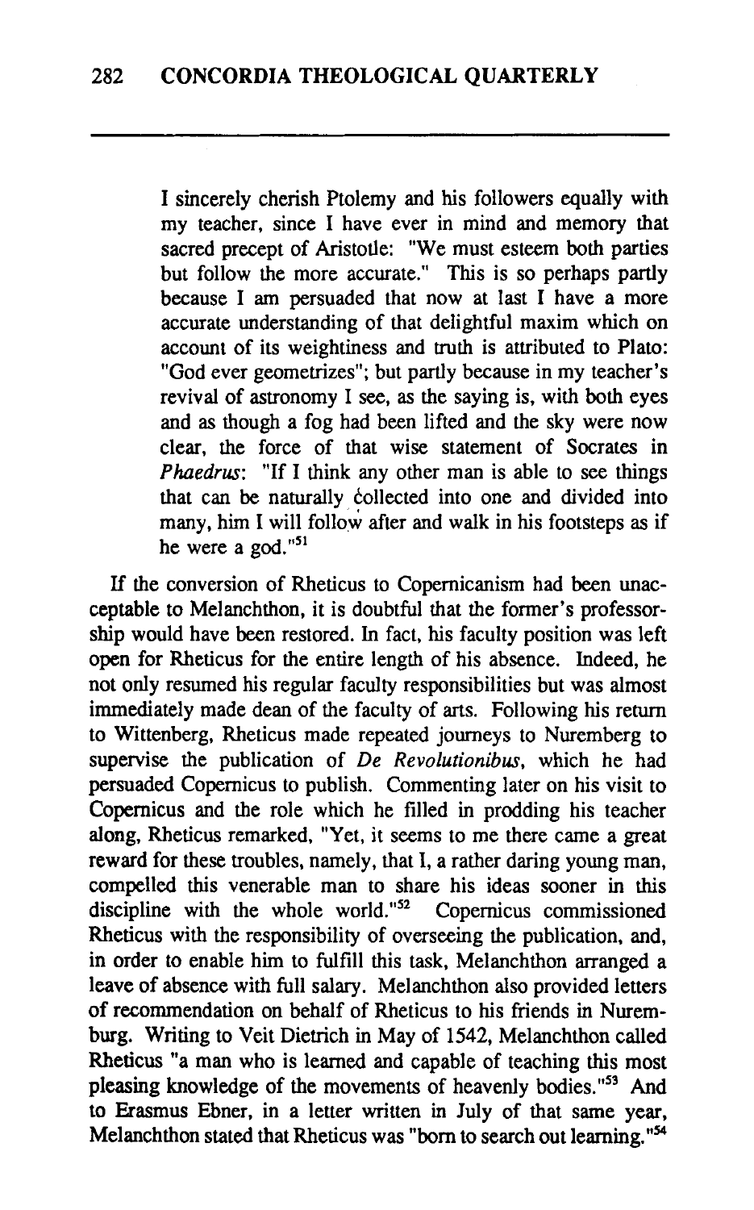> I sincerely cherish Ptolemy and his followers equally with my teacher, since I have ever in mind and memory that sacred precept of Aristotle: "We must esteem both parties but follow the more accurate." This is so perhaps partly because I am persuaded that now at last I have a more accurate understanding of that delightful maxim which on account of its weightiness and truth is attributed to Plato: "God ever geometrizes"; but partly because in my teacher's revival of astronomy I see, as the saying is, with both eyes and as though a fog had been lifted and the sky were now clear, the force of that wise statement of Socrates in *Phaedrus*: "If I think any other man is able to see things that can be naturally collected into one and divided into many, him I will follow after and walk in his footsteps as if he were a god."[51]

If the conversion of Rheticus to Copernicanism had been unacceptable to Melanchthon, it is doubtful that the former's professorship would have been restored. In fact, his faculty position was left open for Rheticus for the entire length of his absence. Indeed, he not only resumed his regular faculty responsibilities but was almost immediately made dean of the faculty of arts. Following his return to Wittenberg, Rheticus made repeated journeys to Nuremberg to supervise the publication of *De Revolutionibus*, which he had persuaded Copernicus to publish. Commenting later on his visit to Copernicus and the role which he filled in prodding his teacher along, Rheticus remarked, "Yet, it seems to me there came a great reward for these troubles, namely, that I, a rather daring young man, compelled this venerable man to share his ideas sooner in this discipline with the whole world."[52] Copernicus commissioned Rheticus with the responsibility of overseeing the publication, and, in order to enable him to fulfill this task, Melanchthon arranged a leave of absence with full salary. Melanchthon also provided letters of recommendation on behalf of Rheticus to his friends in Nuremburg. Writing to Veit Dietrich in May of 1542, Melanchthon called Rheticus "a man who is learned and capable of teaching this most pleasing knowledge of the movements of heavenly bodies."[53] And to Erasmus Ebner, in a letter written in July of that same year, Melanchthon stated that Rheticus was "born to search out learning."[54]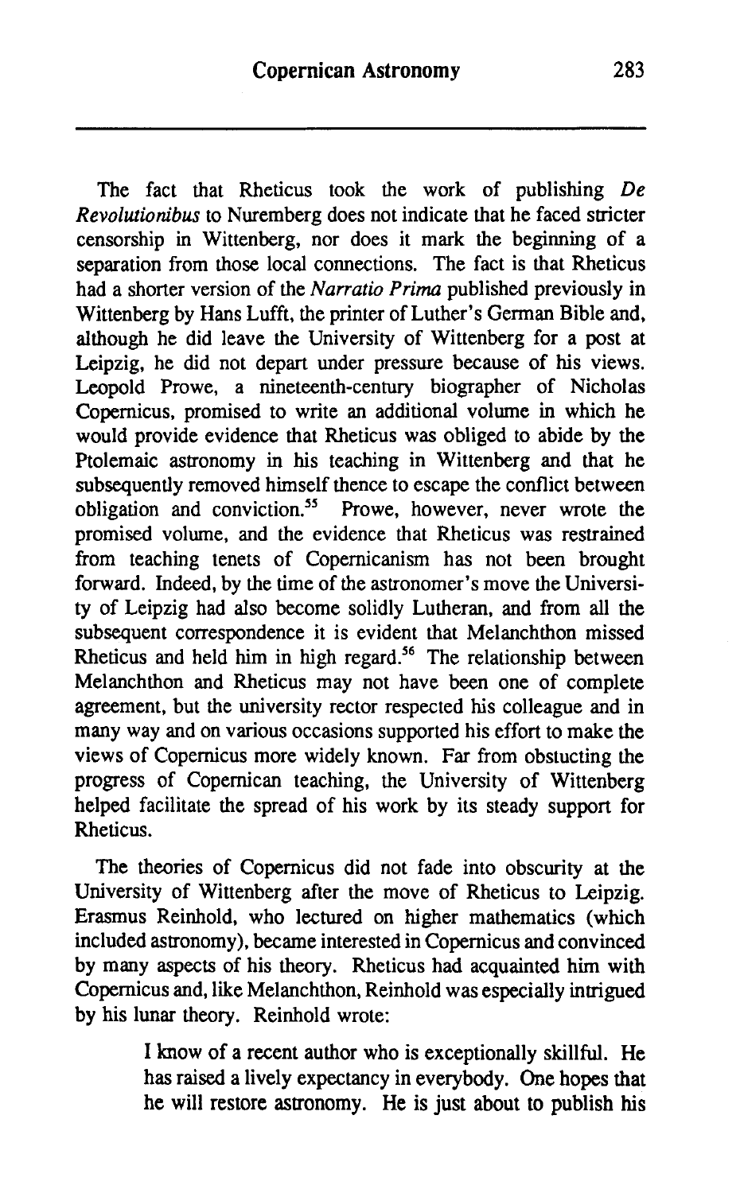The fact that Rheticus took the work of publishing *De Revolutionibus* to Nuremberg does not indicate that he faced stricter censorship in Wittenberg, nor does it mark the beginning of a separation from those local connections. The fact is that Rheticus had a shorter version of the *Narratio Prima* published previously in Wittenberg by Hans Lufft, the printer of Luther's German Bible and, although he did leave the University of Wittenberg for a post at Leipzig, he did not depart under pressure because of his views. Leopold Prowe, a nineteenth-century biographer of Nicholas Copernicus, promised to write an additional volume in which he would provide evidence that Rheticus was obliged to abide by the Ptolemaic astronomy in his teaching in Wittenberg and that he subsequently removed himself thence to escape the conflict between obligation and conviction.[55] Prowe, however, never wrote the promised volume, and the evidence that Rheticus was restrained from teaching tenets of Copernicanism has not been brought forward. Indeed, by the time of the astronomer's move the University of Leipzig had also become solidly Lutheran, and from all the subsequent correspondence it is evident that Melanchthon missed Rheticus and held him in high regard.[56] The relationship between Melanchthon and Rheticus may not have been one of complete agreement, but the university rector respected his colleague and in many way and on various occasions supported his effort to make the views of Copernicus more widely known. Far from obsticting the progress of Copernican teaching, the University of Wittenberg helped facilitate the spread of his work by its steady support for Rheticus.

The theories of Copernicus did not fade into obscurity at the University of Wittenberg after the move of Rheticus to Leipzig. Erasmus Reinhold, who lectured on higher mathematics (which included astronomy), became interested in Copernicus and convinced by many aspects of his theory. Rheticus had acquainted him with Copernicus and, like Melanchthon, Reinhold was especially intrigued by his lunar theory. Reinhold wrote:

> I know of a recent author who is exceptionally skillful. He has raised a lively expectancy in everybody. One hopes that he will restore astronomy. He is just about to publish his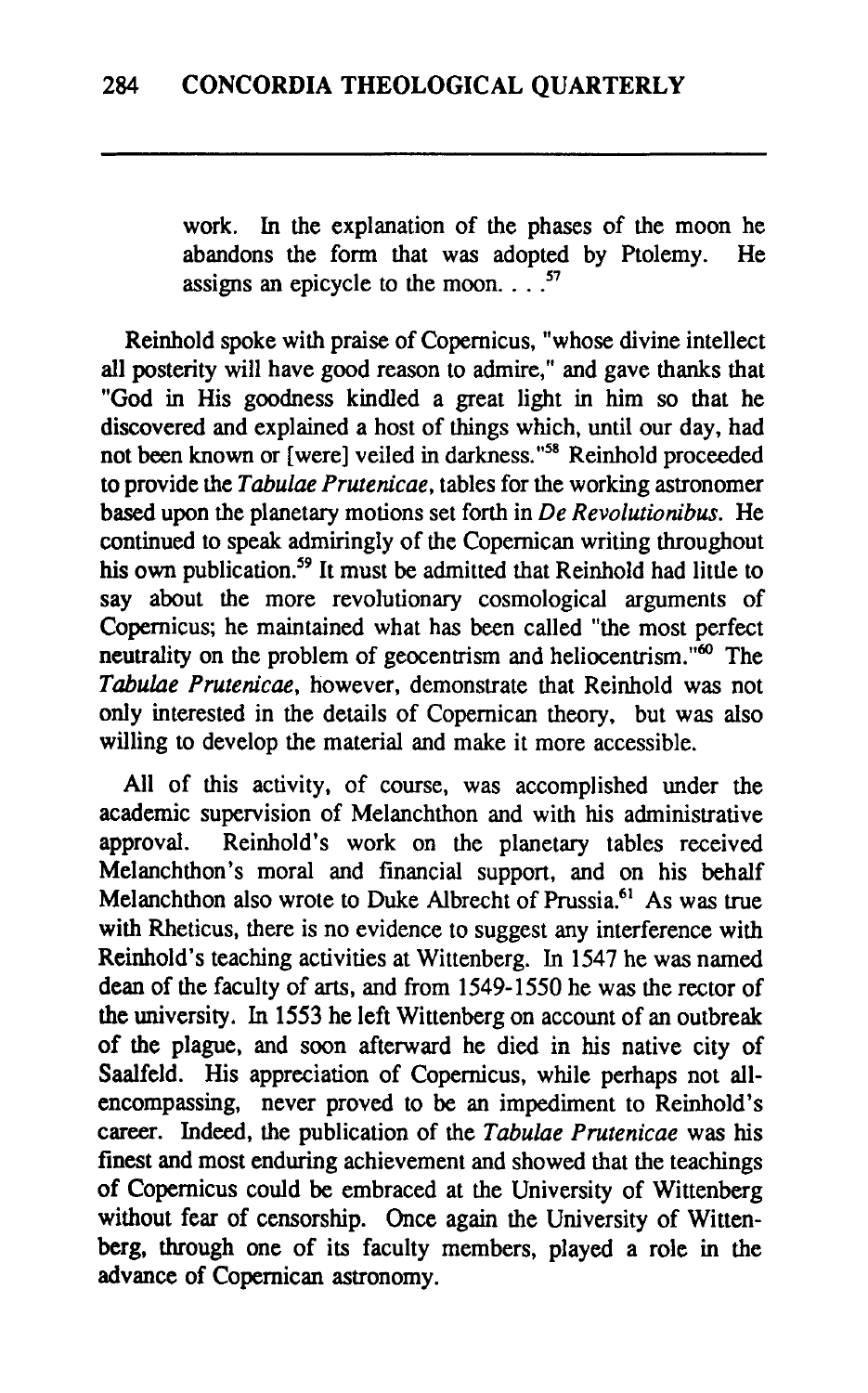> work. In the explanation of the phases of the moon he abandons the form that was adopted by Ptolemy. He assigns an epicycle to the moon. . . .[57]

Reinhold spoke with praise of Copernicus, "whose divine intellect all posterity will have good reason to admire," and gave thanks that "God in His goodness kindled a great light in him so that he discovered and explained a host of things which, until our day, had not been known or [were] veiled in darkness."[58] Reinhold proceeded to provide the *Tabulae Prutenicae*, tables for the working astronomer based upon the planetary motions set forth in *De Revolutionibus*. He continued to speak admiringly of the Copernican writing throughout his own publication.[59] It must be admitted that Reinhold had little to say about the more revolutionary cosmological arguments of Copernicus; he maintained what has been called "the most perfect neutrality on the problem of geocentrism and heliocentrism."[60] The *Tabulae Prutenicae*, however, demonstrate that Reinhold was not only interested in the details of Copernican theory, but was also willing to develop the material and make it more accessible.

All of this activity, of course, was accomplished under the academic supervision of Melanchthon and with his administrative approval. Reinhold's work on the planetary tables received Melanchthon's moral and financial support, and on his behalf Melanchthon also wrote to Duke Albrecht of Prussia.[61] As was true with Rheticus, there is no evidence to suggest any interference with Reinhold's teaching activities at Wittenberg. In 1547 he was named dean of the faculty of arts, and from 1549-1550 he was the rector of the university. In 1553 he left Wittenberg on account of an outbreak of the plague, and soon afterward he died in his native city of Saalfeld. His appreciation of Copernicus, while perhaps not all-encompassing, never proved to be an impediment to Reinhold's career. Indeed, the publication of the *Tabulae Prutenicae* was his finest and most enduring achievement and showed that the teachings of Copernicus could be embraced at the University of Wittenberg without fear of censorship. Once again the University of Wittenberg, through one of its faculty members, played a role in the advance of Copernican astronomy.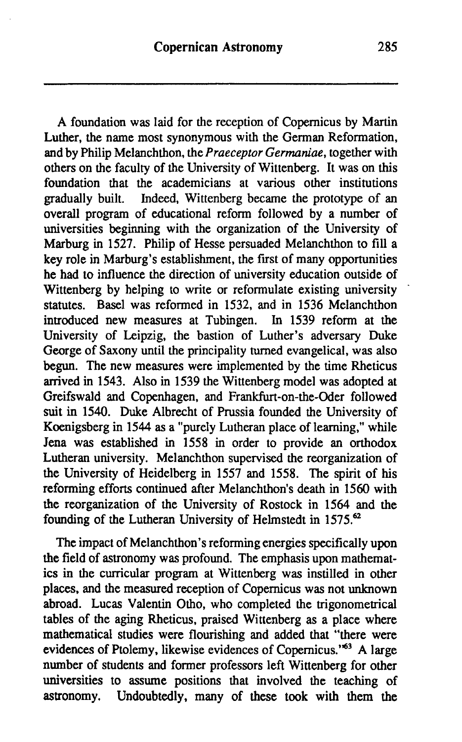A foundation was laid for the reception of Copernicus by Martin Luther, the name most synonymous with the German Reformation, and by Philip Melanchthon, the *Praeceptor Germaniae*, together with others on the faculty of the University of Wittenberg. It was on this foundation that the academicians at various other institutions gradually built. Indeed, Wittenberg became the prototype of an overall program of educational reform followed by a number of universities beginning with the organization of the University of Marburg in 1527. Philip of Hesse persuaded Melanchthon to fill a key role in Marburg's establishment, the first of many opportunities he had to influence the direction of university education outside of Wittenberg by helping to write or reformulate existing university statutes. Basel was reformed in 1532, and in 1536 Melanchthon introduced new measures at Tubingen. In 1539 reform at the University of Leipzig, the bastion of Luther's adversary Duke George of Saxony until the principality turned evangelical, was also begun. The new measures were implemented by the time Rheticus arrived in 1543. Also in 1539 the Wittenberg model was adopted at Greifswald and Copenhagen, and Frankfurt-on-the-Oder followed suit in 1540. Duke Albrecht of Prussia founded the University of Koenigsberg in 1544 as a "purely Lutheran place of learning," while Jena was established in 1558 in order to provide an orthodox Lutheran university. Melanchthon supervised the reorganization of the University of Heidelberg in 1557 and 1558. The spirit of his reforming efforts continued after Melanchthon's death in 1560 with the reorganization of the University of Rostock in 1564 and the founding of the Lutheran University of Helmstedt in 1575.[62]

The impact of Melanchthon's reforming energies specifically upon the field of astronomy was profound. The emphasis upon mathematics in the curricular program at Wittenberg was instilled in other places, and the measured reception of Copernicus was not unknown abroad. Lucas Valentin Otho, who completed the trigonometrical tables of the aging Rheticus, praised Wittenberg as a place where mathematical studies were flourishing and added that "there were evidences of Ptolemy, likewise evidences of Copernicus."[63] A large number of students and former professors left Wittenberg for other universities to assume positions that involved the teaching of astronomy. Undoubtedly, many of these took with them the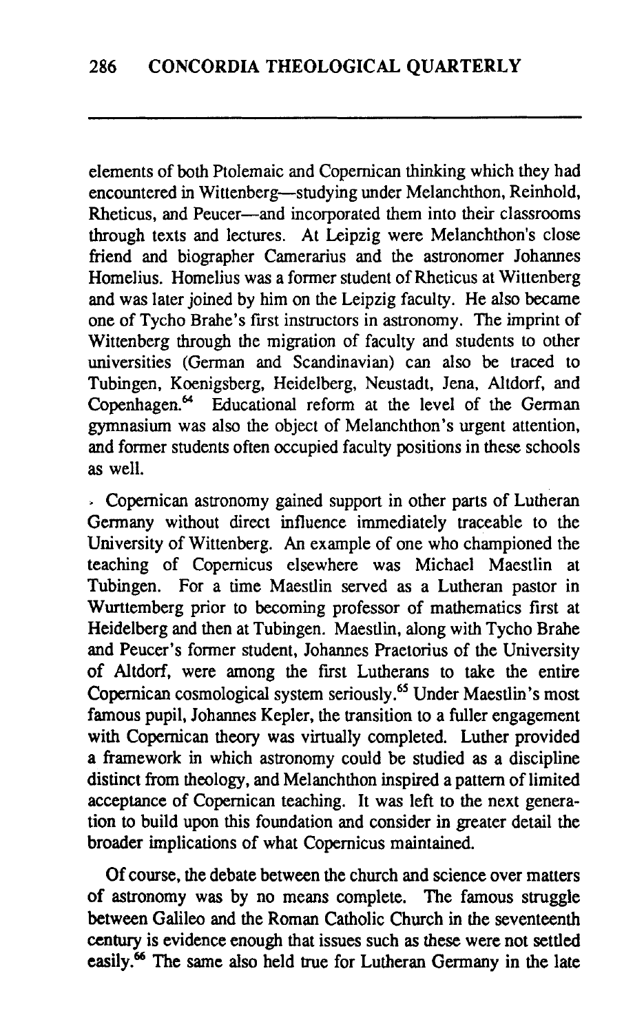elements of both Ptolemaic and Copernican thinking which they had encountered in Wittenberg—studying under Melanchthon, Reinhold, Rheticus, and Peucer—and incorporated them into their classrooms through texts and lectures. At Leipzig were Melanchthon's close friend and biographer Camerarius and the astronomer Johannes Homelius. Homelius was a former student of Rheticus at Wittenberg and was later joined by him on the Leipzig faculty. He also became one of Tycho Brahe's first instructors in astronomy. The imprint of Wittenberg through the migration of faculty and students to other universities (German and Scandinavian) can also be traced to Tubingen, Koenigsberg, Heidelberg, Neustadt, Jena, Altdorf, and Copenhagen.[64] Educational reform at the level of the German gymnasium was also the object of Melanchthon's urgent attention, and former students often occupied faculty positions in these schools as well.

Copernican astronomy gained support in other parts of Lutheran Germany without direct influence immediately traceable to the University of Wittenberg. An example of one who championed the teaching of Copernicus elsewhere was Michael Maestlin at Tubingen. For a time Maestlin served as a Lutheran pastor in Wurttemberg prior to becoming professor of mathematics first at Heidelberg and then at Tubingen. Maestlin, along with Tycho Brahe and Peucer's former student, Johannes Praetorius of the University of Altdorf, were among the first Lutherans to take the entire Copernican cosmological system seriously.[65] Under Maestlin's most famous pupil, Johannes Kepler, the transition to a fuller engagement with Copernican theory was virtually completed. Luther provided a framework in which astronomy could be studied as a discipline distinct from theology, and Melanchthon inspired a pattern of limited acceptance of Copernican teaching. It was left to the next generation to build upon this foundation and consider in greater detail the broader implications of what Copernicus maintained.

Of course, the debate between the church and science over matters of astronomy was by no means complete. The famous struggle between Galileo and the Roman Catholic Church in the seventeenth century is evidence enough that issues such as these were not settled easily.[66] The same also held true for Lutheran Germany in the late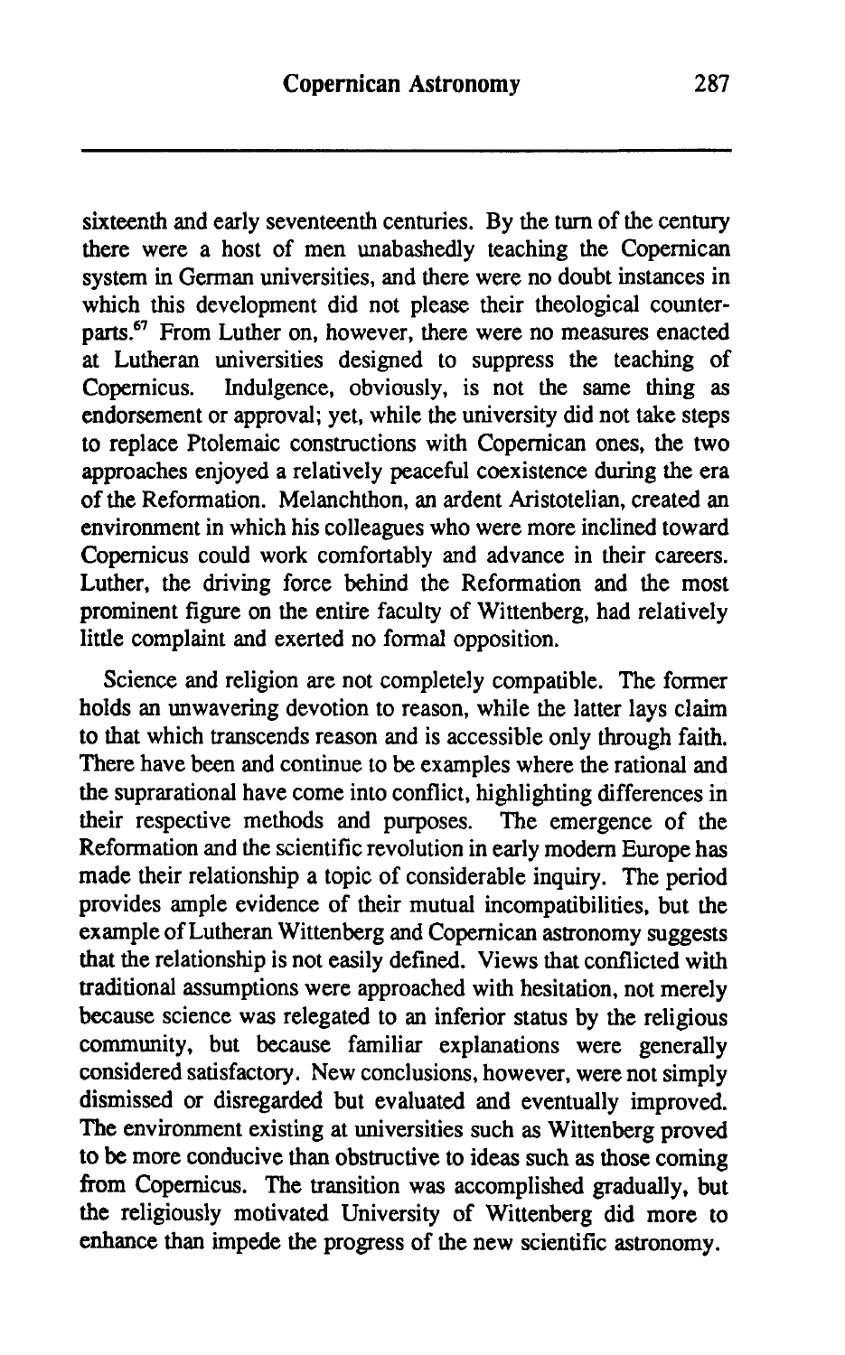sixteenth and early seventeenth centuries. By the turn of the century there were a host of men unabashedly teaching the Copernican system in German universities, and there were no doubt instances in which this development did not please their theological counterparts.[67] From Luther on, however, there were no measures enacted at Lutheran universities designed to suppress the teaching of Copernicus. Indulgence, obviously, is not the same thing as endorsement or approval; yet, while the university did not take steps to replace Ptolemaic constructions with Copernican ones, the two approaches enjoyed a relatively peaceful coexistence during the era of the Reformation. Melanchthon, an ardent Aristotelian, created an environment in which his colleagues who were more inclined toward Copernicus could work comfortably and advance in their careers. Luther, the driving force behind the Reformation and the most prominent figure on the entire faculty of Wittenberg, had relatively little complaint and exerted no formal opposition.

Science and religion are not completely compatible. The former holds an unwavering devotion to reason, while the latter lays claim to that which transcends reason and is accessible only through faith. There have been and continue to be examples where the rational and the suprarational have come into conflict, highlighting differences in their respective methods and purposes. The emergence of the Reformation and the scientific revolution in early modern Europe has made their relationship a topic of considerable inquiry. The period provides ample evidence of their mutual incompatibilities, but the example of Lutheran Wittenberg and Copernican astronomy suggests that the relationship is not easily defined. Views that conflicted with traditional assumptions were approached with hesitation, not merely because science was relegated to an inferior status by the religious community, but because familiar explanations were generally considered satisfactory. New conclusions, however, were not simply dismissed or disregarded but evaluated and eventually improved. The environment existing at universities such as Wittenberg proved to be more conducive than obstructive to ideas such as those coming from Copernicus. The transition was accomplished gradually, but the religiously motivated University of Wittenberg did more to enhance than impede the progress of the new scientific astronomy.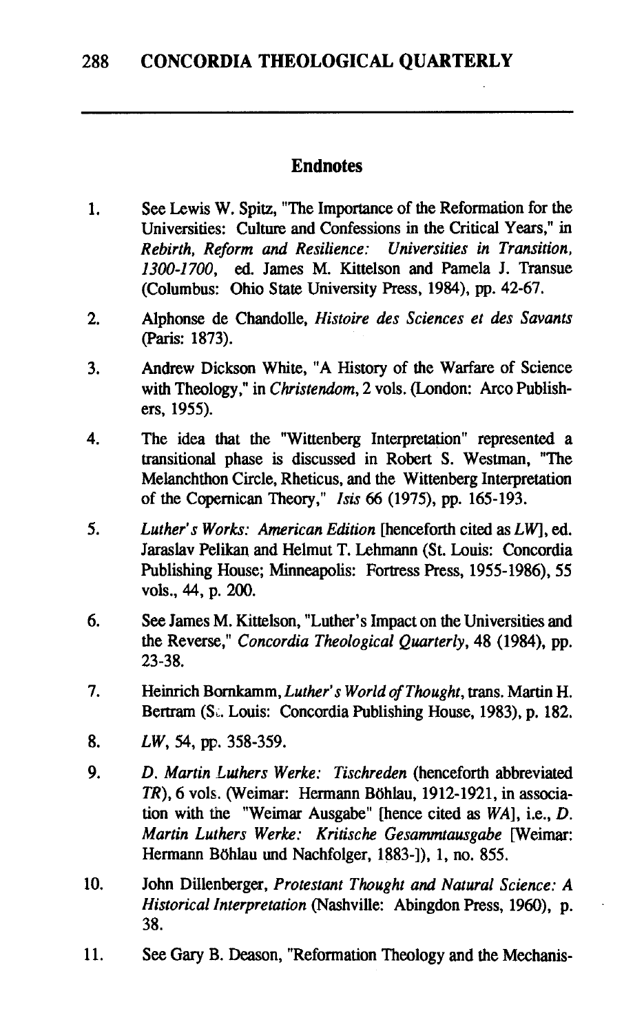## Endnotes

1. See Lewis W. Spitz, "The Importance of the Reformation for the Universities: Culture and Confessions in the Critical Years," in *Rebirth, Reform and Resilience: Universities in Transition, 1300-1700*, ed. James M. Kittelson and Pamela J. Transue (Columbus: Ohio State University Press, 1984), pp. 42-67.

2. Alphonse de Chandolle, *Histoire des Sciences et des Savants* (Paris: 1873).

3. Andrew Dickson White, "A History of the Warfare of Science with Theology," in *Christendom*, 2 vols. (London: Arco Publishers, 1955).

4. The idea that the "Wittenberg Interpretation" represented a transitional phase is discussed in Robert S. Westman, "The Melanchthon Circle, Rheticus, and the Wittenberg Interpretation of the Copernican Theory," *Isis* 66 (1975), pp. 165-193.

5. *Luther's Works: American Edition* [henceforth cited as *LW*], ed. Jaraslav Pelikan and Helmut T. Lehmann (St. Louis: Concordia Publishing House; Minneapolis: Fortress Press, 1955-1986), 55 vols., 44, p. 200.

6. See James M. Kittelson, "Luther's Impact on the Universities and the Reverse," *Concordia Theological Quarterly*, 48 (1984), pp. 23-38.

7. Heinrich Bornkamm, *Luther's World of Thought*, trans. Martin H. Bertram (St. Louis: Concordia Publishing House, 1983), p. 182.

8. *LW*, 54, pp. 358-359.

9. *D. Martin Luthers Werke: Tischreden* (henceforth abbreviated *TR*), 6 vols. (Weimar: Hermann Böhlau, 1912-1921, in association with the "Weimar Ausgabe" [hence cited as *WA*], i.e., *D. Martin Luthers Werke: Kritische Gesammtausgabe* [Weimar: Hermann Böhlau und Nachfolger, 1883-]), 1, no. 855.

10. John Dillenberger, *Protestant Thought and Natural Science: A Historical Interpretation* (Nashville: Abingdon Press, 1960), p. 38.

11. See Gary B. Deason, "Reformation Theology and the Mechanis-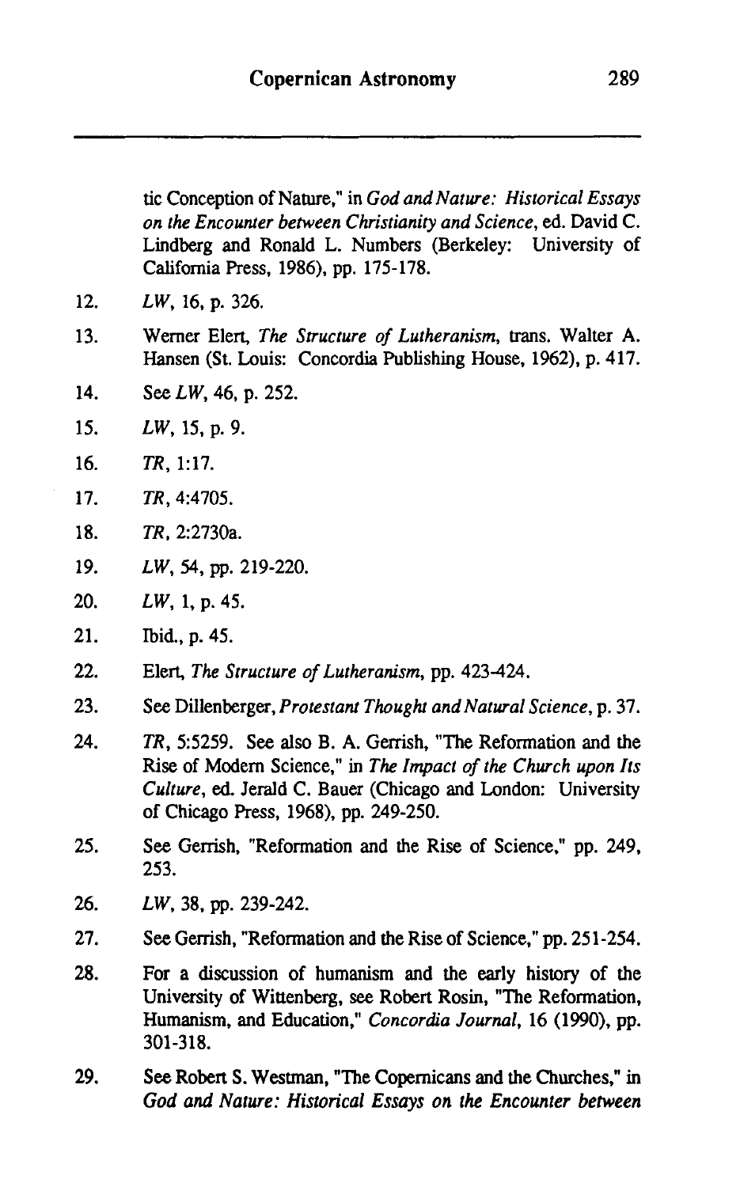tic Conception of Nature," in *God and Nature: Historical Essays on the Encounter between Christianity and Science*, ed. David C. Lindberg and Ronald L. Numbers (Berkeley: University of California Press, 1986), pp. 175-178.

12. *LW*, 16, p. 326.

13. Werner Elert, *The Structure of Lutheranism*, trans. Walter A. Hansen (St. Louis: Concordia Publishing House, 1962), p. 417.

14. See *LW*, 46, p. 252.

15. *LW*, 15, p. 9.

16. *TR*, 1:17.

17. *TR*, 4:4705.

18. *TR*, 2:2730a.

19. *LW*, 54, pp. 219-220.

20. *LW*, 1, p. 45.

21. Ibid., p. 45.

22. Elert, *The Structure of Lutheranism*, pp. 423-424.

23. See Dillenberger, *Protestant Thought and Natural Science*, p. 37.

24. *TR*, 5:5259. See also B. A. Gerrish, "The Reformation and the Rise of Modern Science," in *The Impact of the Church upon Its Culture*, ed. Jerald C. Bauer (Chicago and London: University of Chicago Press, 1968), pp. 249-250.

25. See Gerrish, "Reformation and the Rise of Science," pp. 249, 253.

26. *LW*, 38, pp. 239-242.

27. See Gerrish, "Reformation and the Rise of Science," pp. 251-254.

28. For a discussion of humanism and the early history of the University of Wittenberg, see Robert Rosin, "The Reformation, Humanism, and Education," *Concordia Journal*, 16 (1990), pp. 301-318.

29. See Robert S. Westman, "The Copernicans and the Churches," in *God and Nature: Historical Essays on the Encounter between*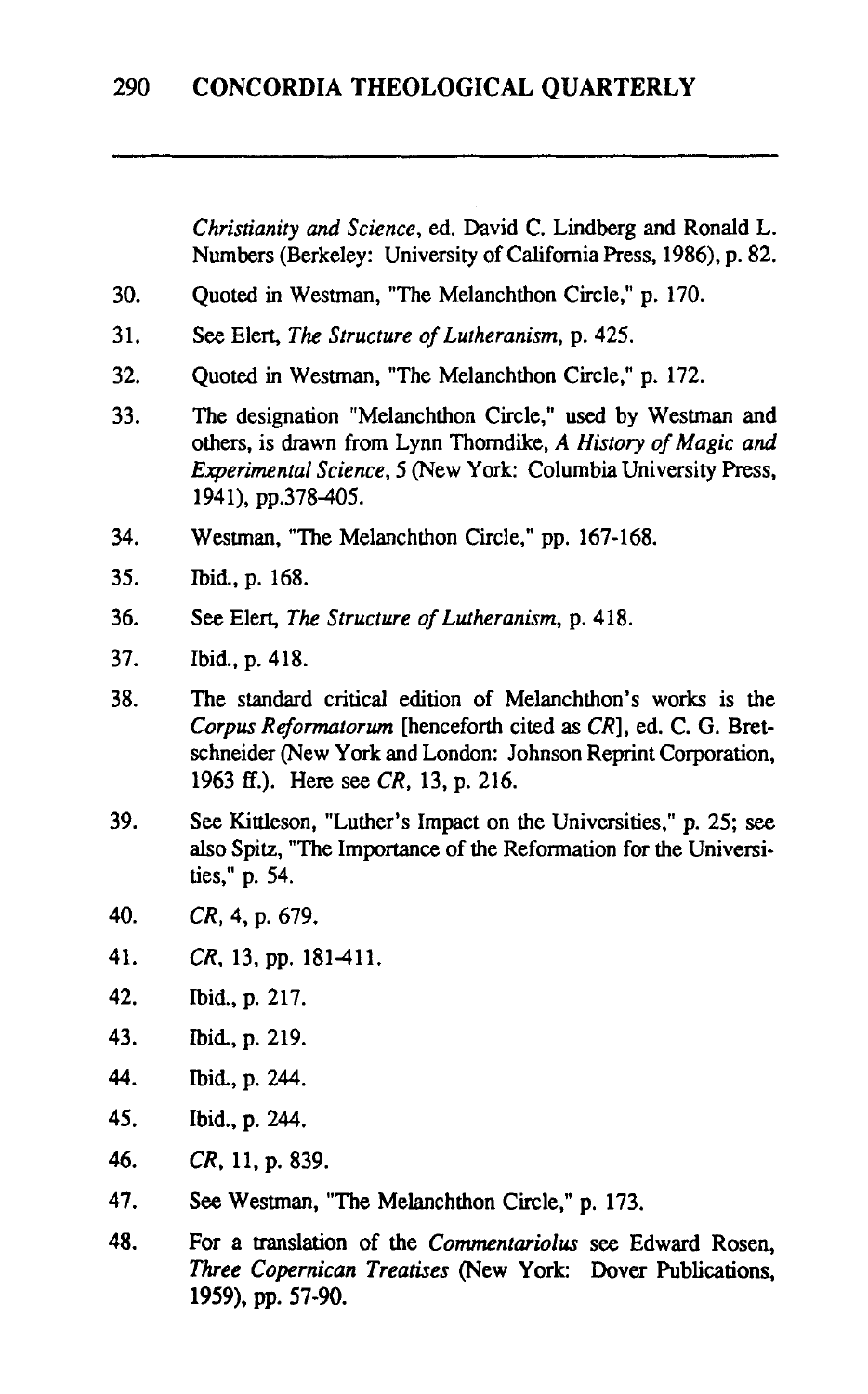*Christianity and Science*, ed. David C. Lindberg and Ronald L. Numbers (Berkeley: University of California Press, 1986), p. 82.

30. Quoted in Westman, "The Melanchthon Circle," p. 170.

31. See Elert, *The Structure of Lutheranism*, p. 425.

32. Quoted in Westman, "The Melanchthon Circle," p. 172.

33. The designation "Melanchthon Circle," used by Westman and others, is drawn from Lynn Thorndike, *A History of Magic and Experimental Science*, 5 (New York: Columbia University Press, 1941), pp.378-405.

34. Westman, "The Melanchthon Circle," pp. 167-168.

35. Ibid., p. 168.

36. See Elert, *The Structure of Lutheranism*, p. 418.

37. Ibid., p. 418.

38. The standard critical edition of Melanchthon's works is the *Corpus Reformatorum* [henceforth cited as *CR*], ed. C. G. Bretschneider (New York and London: Johnson Reprint Corporation, 1963 ff.). Here see *CR*, 13, p. 216.

39. See Kittleson, "Luther's Impact on the Universities," p. 25; see also Spitz, "The Importance of the Reformation for the Universities," p. 54.

40. *CR*, 4, p. 679.

41. *CR*, 13, pp. 181-411.

42. Ibid., p. 217.

43. Ibid., p. 219.

44. Ibid., p. 244.

45. Ibid., p. 244.

46. *CR*, 11, p. 839.

47. See Westman, "The Melanchthon Circle," p. 173.

48. For a translation of the *Commentariolus* see Edward Rosen, *Three Copernican Treatises* (New York: Dover Publications, 1959), pp. 57-90.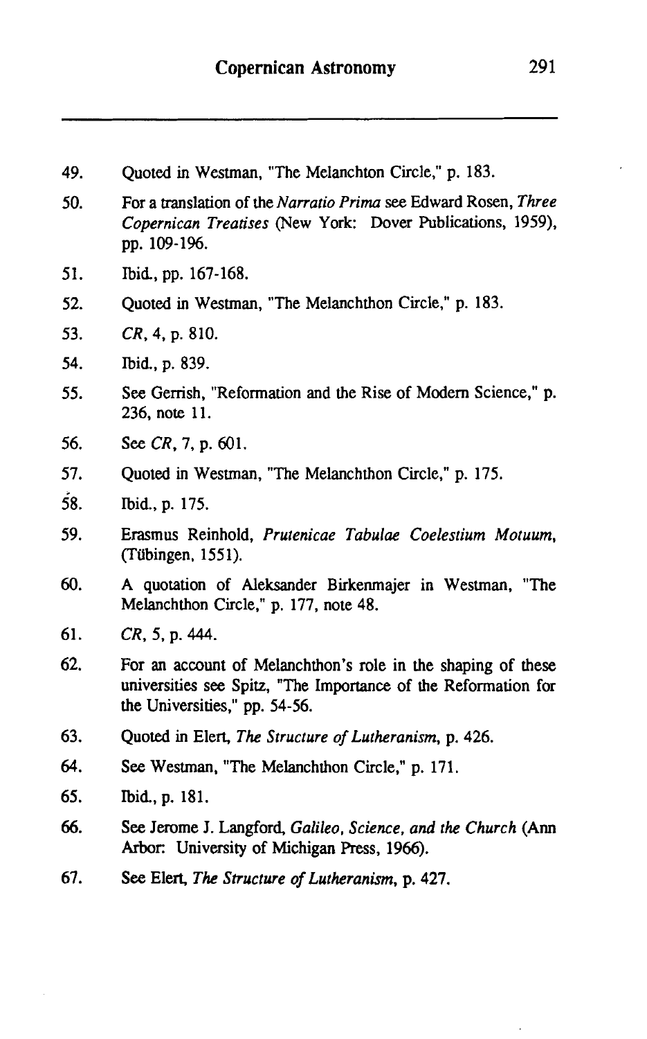49. Quoted in Westman, "The Melanchton Circle," p. 183.

50. For a translation of the *Narratio Prima* see Edward Rosen, *Three Copernican Treatises* (New York: Dover Publications, 1959), pp. 109-196.

51. Ibid., pp. 167-168.

52. Quoted in Westman, "The Melanchthon Circle," p. 183.

53. *CR*, 4, p. 810.

54. Ibid., p. 839.

55. See Gerrish, "Reformation and the Rise of Modern Science," p. 236, note 11.

56. See *CR*, 7, p. 601.

57. Quoted in Westman, "The Melanchthon Circle," p. 175.

58. Ibid., p. 175.

59. Erasmus Reinhold, *Prutenicae Tabulae Coelestium Motuum*, (Tübingen, 1551).

60. A quotation of Aleksander Birkenmajer in Westman, "The Melanchthon Circle," p. 177, note 48.

61. *CR*, 5, p. 444.

62. For an account of Melanchthon's role in the shaping of these universities see Spitz, "The Importance of the Reformation for the Universities," pp. 54-56.

63. Quoted in Elert, *The Structure of Lutheranism*, p. 426.

64. See Westman, "The Melanchthon Circle," p. 171.

65. Ibid., p. 181.

66. See Jerome J. Langford, *Galileo, Science, and the Church* (Ann Arbor: University of Michigan Press, 1966).

67. See Elert, *The Structure of Lutheranism*, p. 427.